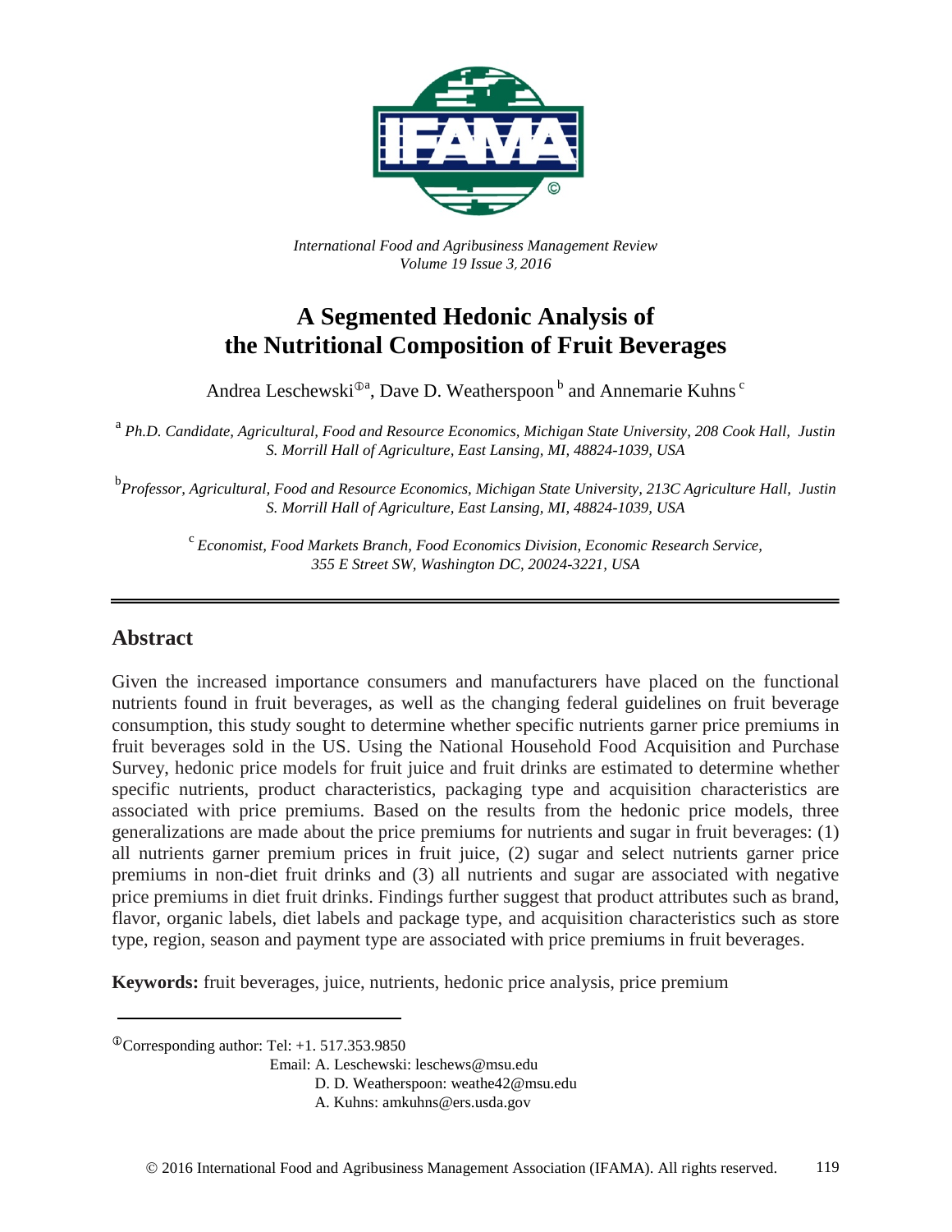*International Food and Agribusiness Management Review*
*Volume 19 Issue 3, 2016*

# A Segmented Hedonic Analysis of the Nutritional Composition of Fruit Beverages

Andrea Leschewski[a], Dave D. Weatherspoon[b] and Annemarie Kuhns[c]

[a] *Ph.D. Candidate, Agricultural, Food and Resource Economics, Michigan State University, 208 Cook Hall, Justin S. Morrill Hall of Agriculture, East Lansing, MI, 48824-1039, USA*

[b] *Professor, Agricultural, Food and Resource Economics, Michigan State University, 213C Agriculture Hall, Justin S. Morrill Hall of Agriculture, East Lansing, MI, 48824-1039, USA*

[c] *Economist, Food Markets Branch, Food Economics Division, Economic Research Service, 355 E Street SW, Washington DC, 20024-3221, USA*

---

## Abstract

Given the increased importance consumers and manufacturers have placed on the functional nutrients found in fruit beverages, as well as the changing federal guidelines on fruit beverage consumption, this study sought to determine whether specific nutrients garner price premiums in fruit beverages sold in the US. Using the National Household Food Acquisition and Purchase Survey, hedonic price models for fruit juice and fruit drinks are estimated to determine whether specific nutrients, product characteristics, packaging type and acquisition characteristics are associated with price premiums. Based on the results from the hedonic price models, three generalizations are made about the price premiums for nutrients and sugar in fruit beverages: (1) all nutrients garner premium prices in fruit juice, (2) sugar and select nutrients garner price premiums in non-diet fruit drinks and (3) all nutrients and sugar are associated with negative price premiums in diet fruit drinks. Findings further suggest that product attributes such as brand, flavor, organic labels, diet labels and package type, and acquisition characteristics such as store type, region, season and payment type are associated with price premiums in fruit beverages.

**Keywords:** fruit beverages, juice, nutrients, hedonic price analysis, price premium

---

[①]Corresponding author: Tel: +1. 517.353.9850
Email: A. Leschewski: leschews@msu.edu
D. D. Weatherspoon: weathe42@msu.edu
A. Kuhns: amkuhns@ers.usda.gov

© 2016 International Food and Agribusiness Management Association (IFAMA). All rights reserved.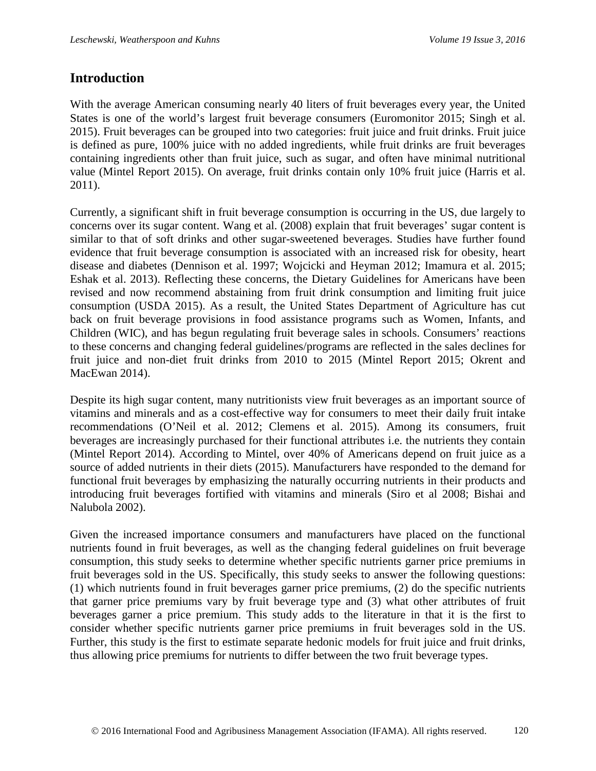## Introduction

With the average American consuming nearly 40 liters of fruit beverages every year, the United States is one of the world's largest fruit beverage consumers (Euromonitor 2015; Singh et al. 2015). Fruit beverages can be grouped into two categories: fruit juice and fruit drinks. Fruit juice is defined as pure, 100% juice with no added ingredients, while fruit drinks are fruit beverages containing ingredients other than fruit juice, such as sugar, and often have minimal nutritional value (Mintel Report 2015). On average, fruit drinks contain only 10% fruit juice (Harris et al. 2011).

Currently, a significant shift in fruit beverage consumption is occurring in the US, due largely to concerns over its sugar content. Wang et al. (2008) explain that fruit beverages' sugar content is similar to that of soft drinks and other sugar-sweetened beverages. Studies have further found evidence that fruit beverage consumption is associated with an increased risk for obesity, heart disease and diabetes (Dennison et al. 1997; Wojcicki and Heyman 2012; Imamura et al. 2015; Eshak et al. 2013). Reflecting these concerns, the Dietary Guidelines for Americans have been revised and now recommend abstaining from fruit drink consumption and limiting fruit juice consumption (USDA 2015). As a result, the United States Department of Agriculture has cut back on fruit beverage provisions in food assistance programs such as Women, Infants, and Children (WIC), and has begun regulating fruit beverage sales in schools. Consumers' reactions to these concerns and changing federal guidelines/programs are reflected in the sales declines for fruit juice and non-diet fruit drinks from 2010 to 2015 (Mintel Report 2015; Okrent and MacEwan 2014).

Despite its high sugar content, many nutritionists view fruit beverages as an important source of vitamins and minerals and as a cost-effective way for consumers to meet their daily fruit intake recommendations (O'Neil et al. 2012; Clemens et al. 2015). Among its consumers, fruit beverages are increasingly purchased for their functional attributes i.e. the nutrients they contain (Mintel Report 2014). According to Mintel, over 40% of Americans depend on fruit juice as a source of added nutrients in their diets (2015). Manufacturers have responded to the demand for functional fruit beverages by emphasizing the naturally occurring nutrients in their products and introducing fruit beverages fortified with vitamins and minerals (Siro et al 2008; Bishai and Nalubola 2002).

Given the increased importance consumers and manufacturers have placed on the functional nutrients found in fruit beverages, as well as the changing federal guidelines on fruit beverage consumption, this study seeks to determine whether specific nutrients garner price premiums in fruit beverages sold in the US. Specifically, this study seeks to answer the following questions: (1) which nutrients found in fruit beverages garner price premiums, (2) do the specific nutrients that garner price premiums vary by fruit beverage type and (3) what other attributes of fruit beverages garner a price premium. This study adds to the literature in that it is the first to consider whether specific nutrients garner price premiums in fruit beverages sold in the US. Further, this study is the first to estimate separate hedonic models for fruit juice and fruit drinks, thus allowing price premiums for nutrients to differ between the two fruit beverage types.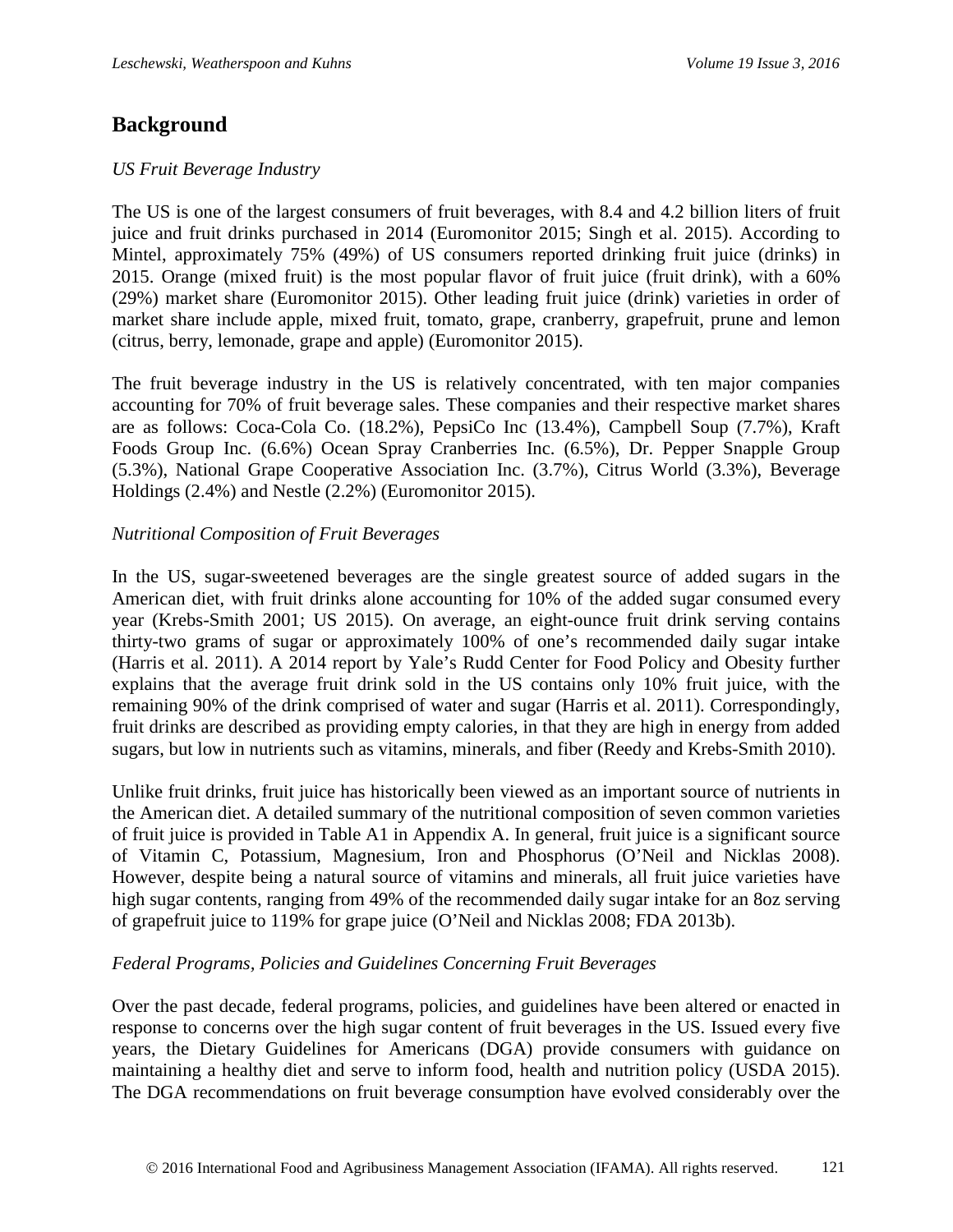## Background

*US Fruit Beverage Industry*

The US is one of the largest consumers of fruit beverages, with 8.4 and 4.2 billion liters of fruit juice and fruit drinks purchased in 2014 (Euromonitor 2015; Singh et al. 2015). According to Mintel, approximately 75% (49%) of US consumers reported drinking fruit juice (drinks) in 2015. Orange (mixed fruit) is the most popular flavor of fruit juice (fruit drink), with a 60% (29%) market share (Euromonitor 2015). Other leading fruit juice (drink) varieties in order of market share include apple, mixed fruit, tomato, grape, cranberry, grapefruit, prune and lemon (citrus, berry, lemonade, grape and apple) (Euromonitor 2015).

The fruit beverage industry in the US is relatively concentrated, with ten major companies accounting for 70% of fruit beverage sales. These companies and their respective market shares are as follows: Coca-Cola Co. (18.2%), PepsiCo Inc (13.4%), Campbell Soup (7.7%), Kraft Foods Group Inc. (6.6%) Ocean Spray Cranberries Inc. (6.5%), Dr. Pepper Snapple Group (5.3%), National Grape Cooperative Association Inc. (3.7%), Citrus World (3.3%), Beverage Holdings (2.4%) and Nestle (2.2%) (Euromonitor 2015).

*Nutritional Composition of Fruit Beverages*

In the US, sugar-sweetened beverages are the single greatest source of added sugars in the American diet, with fruit drinks alone accounting for 10% of the added sugar consumed every year (Krebs-Smith 2001; US 2015). On average, an eight-ounce fruit drink serving contains thirty-two grams of sugar or approximately 100% of one's recommended daily sugar intake (Harris et al. 2011). A 2014 report by Yale's Rudd Center for Food Policy and Obesity further explains that the average fruit drink sold in the US contains only 10% fruit juice, with the remaining 90% of the drink comprised of water and sugar (Harris et al. 2011). Correspondingly, fruit drinks are described as providing empty calories, in that they are high in energy from added sugars, but low in nutrients such as vitamins, minerals, and fiber (Reedy and Krebs-Smith 2010).

Unlike fruit drinks, fruit juice has historically been viewed as an important source of nutrients in the American diet. A detailed summary of the nutritional composition of seven common varieties of fruit juice is provided in Table A1 in Appendix A. In general, fruit juice is a significant source of Vitamin C, Potassium, Magnesium, Iron and Phosphorus (O'Neil and Nicklas 2008). However, despite being a natural source of vitamins and minerals, all fruit juice varieties have high sugar contents, ranging from 49% of the recommended daily sugar intake for an 8oz serving of grapefruit juice to 119% for grape juice (O'Neil and Nicklas 2008; FDA 2013b).

*Federal Programs, Policies and Guidelines Concerning Fruit Beverages*

Over the past decade, federal programs, policies, and guidelines have been altered or enacted in response to concerns over the high sugar content of fruit beverages in the US. Issued every five years, the Dietary Guidelines for Americans (DGA) provide consumers with guidance on maintaining a healthy diet and serve to inform food, health and nutrition policy (USDA 2015). The DGA recommendations on fruit beverage consumption have evolved considerably over the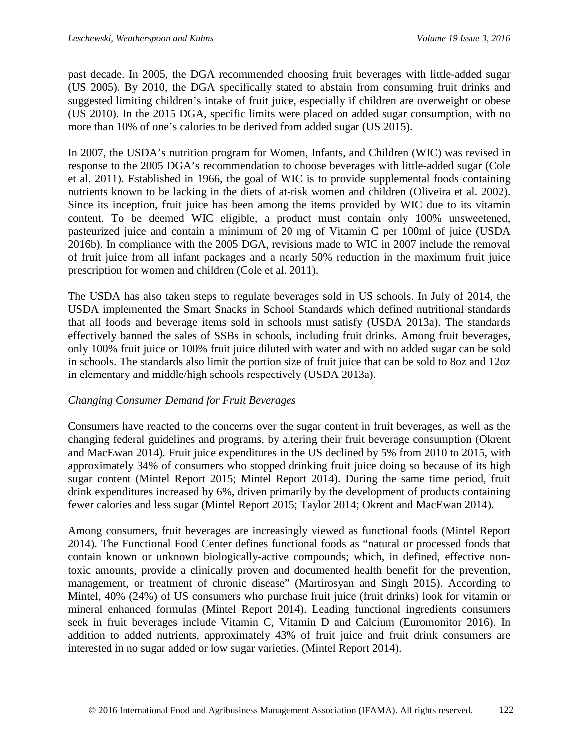past decade. In 2005, the DGA recommended choosing fruit beverages with little-added sugar (US 2005). By 2010, the DGA specifically stated to abstain from consuming fruit drinks and suggested limiting children's intake of fruit juice, especially if children are overweight or obese (US 2010). In the 2015 DGA, specific limits were placed on added sugar consumption, with no more than 10% of one's calories to be derived from added sugar (US 2015).

In 2007, the USDA's nutrition program for Women, Infants, and Children (WIC) was revised in response to the 2005 DGA's recommendation to choose beverages with little-added sugar (Cole et al. 2011). Established in 1966, the goal of WIC is to provide supplemental foods containing nutrients known to be lacking in the diets of at-risk women and children (Oliveira et al. 2002). Since its inception, fruit juice has been among the items provided by WIC due to its vitamin content. To be deemed WIC eligible, a product must contain only 100% unsweetened, pasteurized juice and contain a minimum of 20 mg of Vitamin C per 100ml of juice (USDA 2016b). In compliance with the 2005 DGA, revisions made to WIC in 2007 include the removal of fruit juice from all infant packages and a nearly 50% reduction in the maximum fruit juice prescription for women and children (Cole et al. 2011).

The USDA has also taken steps to regulate beverages sold in US schools. In July of 2014, the USDA implemented the Smart Snacks in School Standards which defined nutritional standards that all foods and beverage items sold in schools must satisfy (USDA 2013a). The standards effectively banned the sales of SSBs in schools, including fruit drinks. Among fruit beverages, only 100% fruit juice or 100% fruit juice diluted with water and with no added sugar can be sold in schools. The standards also limit the portion size of fruit juice that can be sold to 8oz and 12oz in elementary and middle/high schools respectively (USDA 2013a).

*Changing Consumer Demand for Fruit Beverages*

Consumers have reacted to the concerns over the sugar content in fruit beverages, as well as the changing federal guidelines and programs, by altering their fruit beverage consumption (Okrent and MacEwan 2014). Fruit juice expenditures in the US declined by 5% from 2010 to 2015, with approximately 34% of consumers who stopped drinking fruit juice doing so because of its high sugar content (Mintel Report 2015; Mintel Report 2014). During the same time period, fruit drink expenditures increased by 6%, driven primarily by the development of products containing fewer calories and less sugar (Mintel Report 2015; Taylor 2014; Okrent and MacEwan 2014).

Among consumers, fruit beverages are increasingly viewed as functional foods (Mintel Report 2014). The Functional Food Center defines functional foods as "natural or processed foods that contain known or unknown biologically-active compounds; which, in defined, effective non-toxic amounts, provide a clinically proven and documented health benefit for the prevention, management, or treatment of chronic disease" (Martirosyan and Singh 2015). According to Mintel, 40% (24%) of US consumers who purchase fruit juice (fruit drinks) look for vitamin or mineral enhanced formulas (Mintel Report 2014). Leading functional ingredients consumers seek in fruit beverages include Vitamin C, Vitamin D and Calcium (Euromonitor 2016). In addition to added nutrients, approximately 43% of fruit juice and fruit drink consumers are interested in no sugar added or low sugar varieties. (Mintel Report 2014).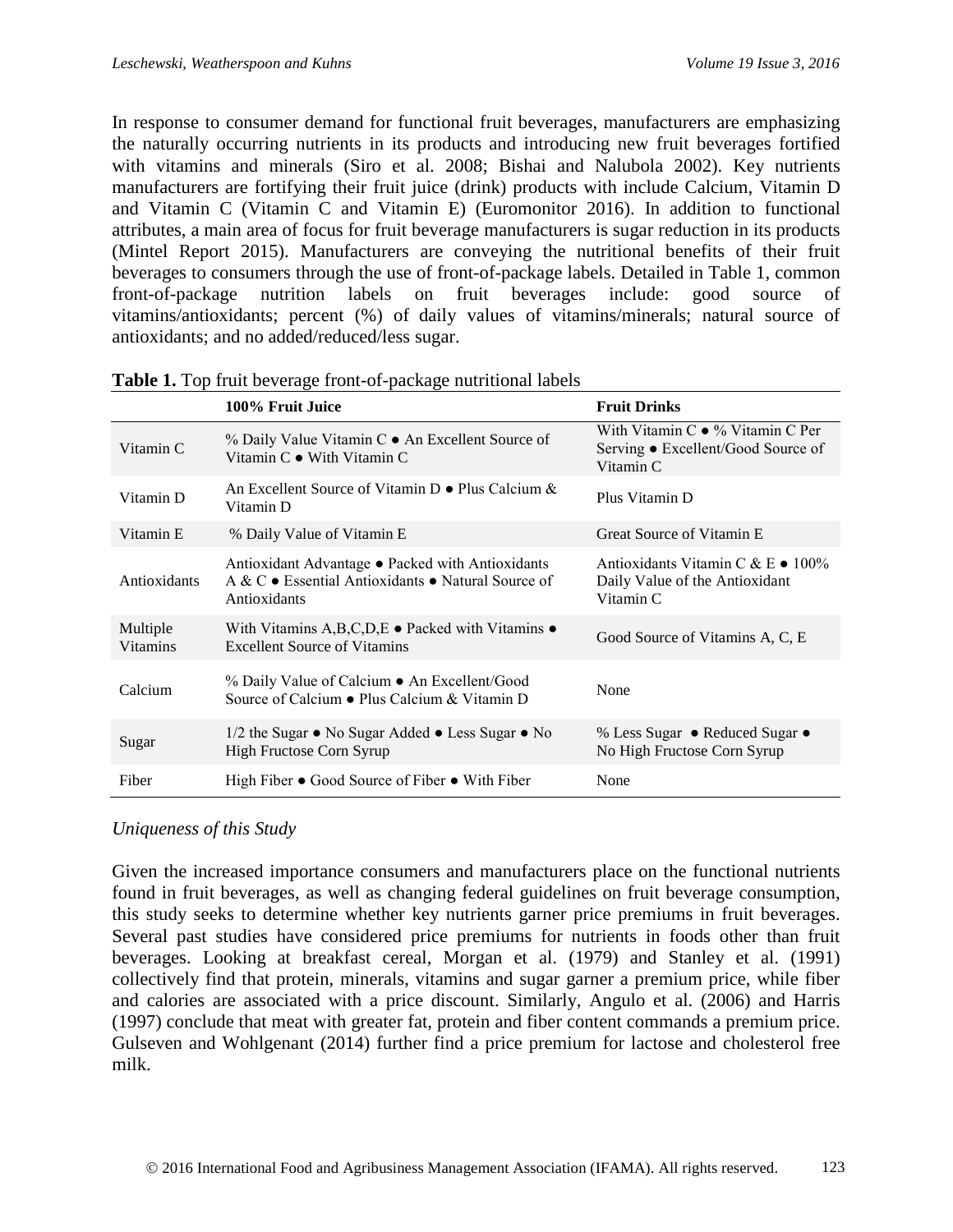In response to consumer demand for functional fruit beverages, manufacturers are emphasizing the naturally occurring nutrients in its products and introducing new fruit beverages fortified with vitamins and minerals (Siro et al. 2008; Bishai and Nalubola 2002). Key nutrients manufacturers are fortifying their fruit juice (drink) products with include Calcium, Vitamin D and Vitamin C (Vitamin C and Vitamin E) (Euromonitor 2016). In addition to functional attributes, a main area of focus for fruit beverage manufacturers is sugar reduction in its products (Mintel Report 2015). Manufacturers are conveying the nutritional benefits of their fruit beverages to consumers through the use of front-of-package labels. Detailed in Table 1, common front-of-package nutrition labels on fruit beverages include: good source of vitamins/antioxidants; percent (%) of daily values of vitamins/minerals; natural source of antioxidants; and no added/reduced/less sugar.

**Table 1.** Top fruit beverage front-of-package nutritional labels

| | 100% Fruit Juice | Fruit Drinks |
|---|---|---|
| Vitamin C | % Daily Value Vitamin C ● An Excellent Source of Vitamin C ● With Vitamin C | With Vitamin C ● % Vitamin C Per Serving ● Excellent/Good Source of Vitamin C |
| Vitamin D | An Excellent Source of Vitamin D ● Plus Calcium & Vitamin D | Plus Vitamin D |
| Vitamin E | % Daily Value of Vitamin E | Great Source of Vitamin E |
| Antioxidants | Antioxidant Advantage ● Packed with Antioxidants A & C ● Essential Antioxidants ● Natural Source of Antioxidants | Antioxidants Vitamin C & E ● 100% Daily Value of the Antioxidant Vitamin C |
| Multiple Vitamins | With Vitamins A,B,C,D,E ● Packed with Vitamins ● Excellent Source of Vitamins | Good Source of Vitamins A, C, E |
| Calcium | % Daily Value of Calcium ● An Excellent/Good Source of Calcium ● Plus Calcium & Vitamin D | None |
| Sugar | 1/2 the Sugar ● No Sugar Added ● Less Sugar ● No High Fructose Corn Syrup | % Less Sugar ● Reduced Sugar ● No High Fructose Corn Syrup |
| Fiber | High Fiber ● Good Source of Fiber ● With Fiber | None |

*Uniqueness of this Study*

Given the increased importance consumers and manufacturers place on the functional nutrients found in fruit beverages, as well as changing federal guidelines on fruit beverage consumption, this study seeks to determine whether key nutrients garner price premiums in fruit beverages. Several past studies have considered price premiums for nutrients in foods other than fruit beverages. Looking at breakfast cereal, Morgan et al. (1979) and Stanley et al. (1991) collectively find that protein, minerals, vitamins and sugar garner a premium price, while fiber and calories are associated with a price discount. Similarly, Angulo et al. (2006) and Harris (1997) conclude that meat with greater fat, protein and fiber content commands a premium price. Gulseven and Wohlgenant (2014) further find a price premium for lactose and cholesterol free milk.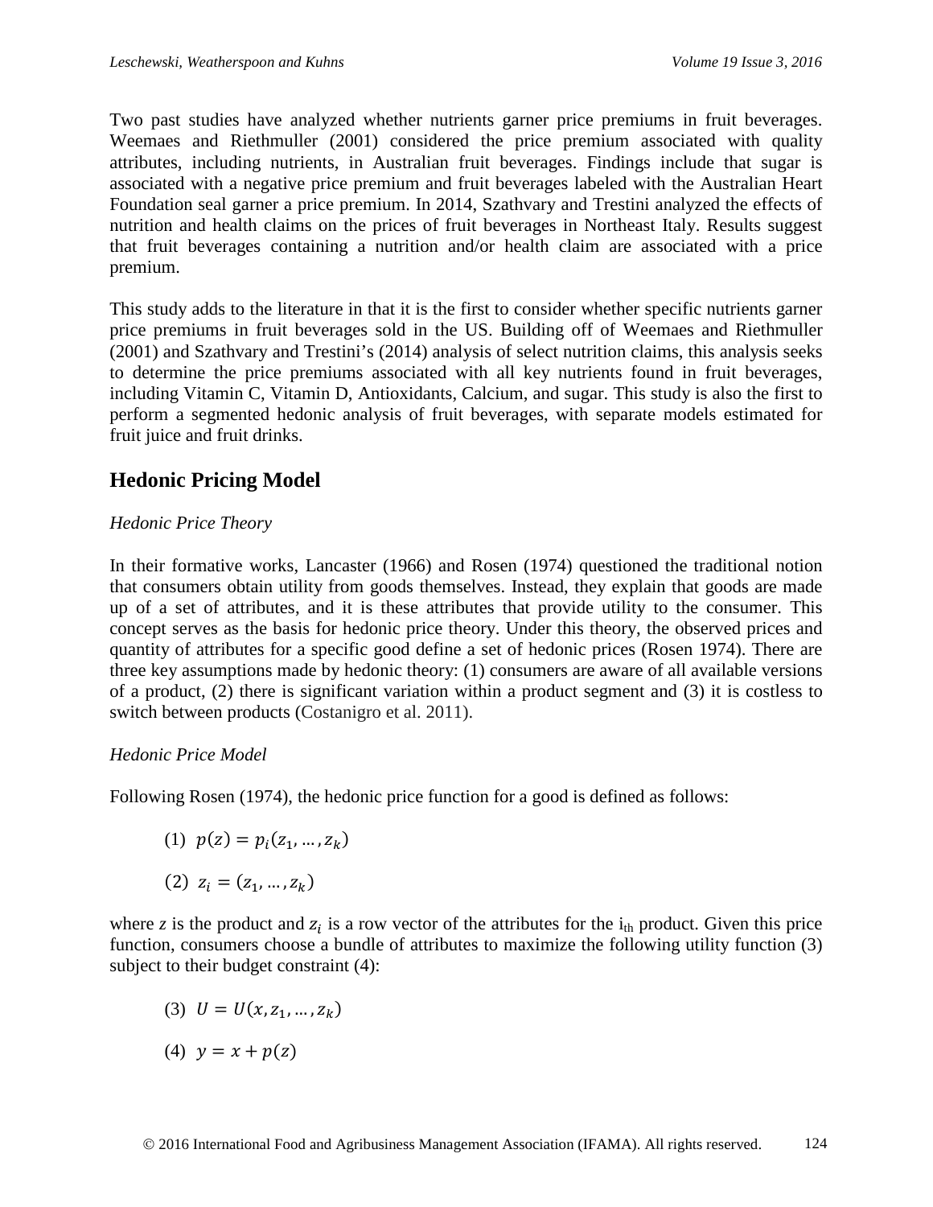Two past studies have analyzed whether nutrients garner price premiums in fruit beverages. Weemaes and Riethmuller (2001) considered the price premium associated with quality attributes, including nutrients, in Australian fruit beverages. Findings include that sugar is associated with a negative price premium and fruit beverages labeled with the Australian Heart Foundation seal garner a price premium. In 2014, Szathvary and Trestini analyzed the effects of nutrition and health claims on the prices of fruit beverages in Northeast Italy. Results suggest that fruit beverages containing a nutrition and/or health claim are associated with a price premium.

This study adds to the literature in that it is the first to consider whether specific nutrients garner price premiums in fruit beverages sold in the US. Building off of Weemaes and Riethmuller (2001) and Szathvary and Trestini's (2014) analysis of select nutrition claims, this analysis seeks to determine the price premiums associated with all key nutrients found in fruit beverages, including Vitamin C, Vitamin D, Antioxidants, Calcium, and sugar. This study is also the first to perform a segmented hedonic analysis of fruit beverages, with separate models estimated for fruit juice and fruit drinks.

## Hedonic Pricing Model

### *Hedonic Price Theory*

In their formative works, Lancaster (1966) and Rosen (1974) questioned the traditional notion that consumers obtain utility from goods themselves. Instead, they explain that goods are made up of a set of attributes, and it is these attributes that provide utility to the consumer. This concept serves as the basis for hedonic price theory. Under this theory, the observed prices and quantity of attributes for a specific good define a set of hedonic prices (Rosen 1974). There are three key assumptions made by hedonic theory: (1) consumers are aware of all available versions of a product, (2) there is significant variation within a product segment and (3) it is costless to switch between products (Costanigro et al. 2011).

### *Hedonic Price Model*

Following Rosen (1974), the hedonic price function for a good is defined as follows:

(1) $p(z) = p_i(z_1, \ldots, z_k)$

(2) $z_i = (z_1, \ldots, z_k)$

where *z* is the product and $z_i$ is a row vector of the attributes for the $i_{th}$ product. Given this price function, consumers choose a bundle of attributes to maximize the following utility function (3) subject to their budget constraint (4):

(3) $U = U(x, z_1, \ldots, z_k)$

(4) $y = x + p(z)$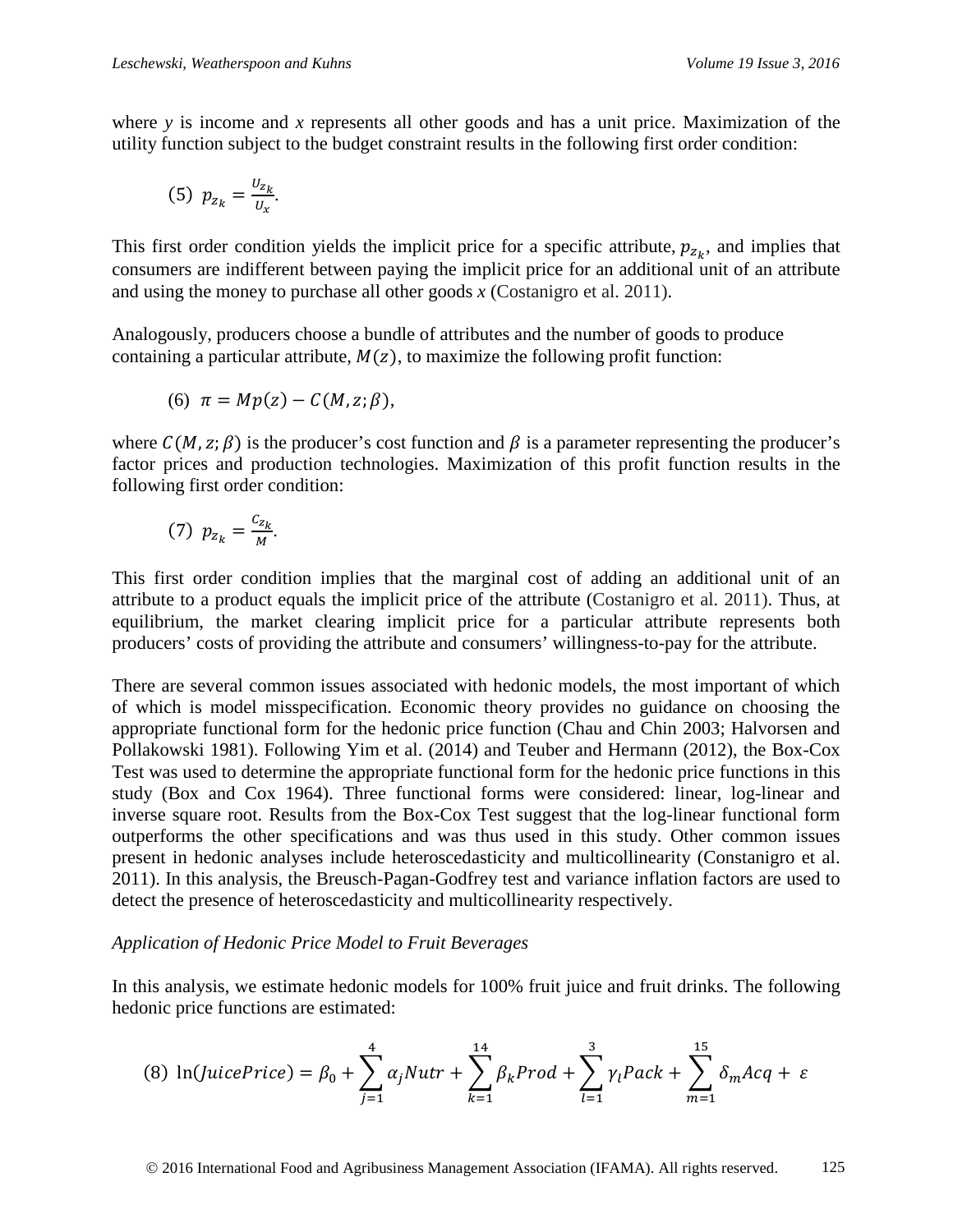where *y* is income and *x* represents all other goods and has a unit price. Maximization of the utility function subject to the budget constraint results in the following first order condition:

$$(5)\;\; p_{z_k} = \frac{U_{z_k}}{U_x}.$$

This first order condition yields the implicit price for a specific attribute, $p_{z_k}$, and implies that consumers are indifferent between paying the implicit price for an additional unit of an attribute and using the money to purchase all other goods *x* (Costanigro et al. 2011).

Analogously, producers choose a bundle of attributes and the number of goods to produce containing a particular attribute, $M(z)$, to maximize the following profit function:

$$(6)\;\; \pi = Mp(z) - C(M, z; \beta),$$

where $C(M, z; \beta)$ is the producer's cost function and $\beta$ is a parameter representing the producer's factor prices and production technologies. Maximization of this profit function results in the following first order condition:

$$(7)\;\; p_{z_k} = \frac{C_{z_k}}{M}.$$

This first order condition implies that the marginal cost of adding an additional unit of an attribute to a product equals the implicit price of the attribute (Costanigro et al. 2011). Thus, at equilibrium, the market clearing implicit price for a particular attribute represents both producers' costs of providing the attribute and consumers' willingness-to-pay for the attribute.

There are several common issues associated with hedonic models, the most important of which of which is model misspecification. Economic theory provides no guidance on choosing the appropriate functional form for the hedonic price function (Chau and Chin 2003; Halvorsen and Pollakowski 1981). Following Yim et al. (2014) and Teuber and Hermann (2012), the Box-Cox Test was used to determine the appropriate functional form for the hedonic price functions in this study (Box and Cox 1964). Three functional forms were considered: linear, log-linear and inverse square root. Results from the Box-Cox Test suggest that the log-linear functional form outperforms the other specifications and was thus used in this study. Other common issues present in hedonic analyses include heteroscedasticity and multicollinearity (Constanigro et al. 2011). In this analysis, the Breusch-Pagan-Godfrey test and variance inflation factors are used to detect the presence of heteroscedasticity and multicollinearity respectively.

*Application of Hedonic Price Model to Fruit Beverages*

In this analysis, we estimate hedonic models for 100% fruit juice and fruit drinks. The following hedonic price functions are estimated:

$$(8)\;\; \ln(JuicePrice) = \beta_0 + \sum_{j=1}^{4} \alpha_j Nutr + \sum_{k=1}^{14} \beta_k Prod + \sum_{l=1}^{3} \gamma_l Pack + \sum_{m=1}^{15} \delta_m Acq + \varepsilon$$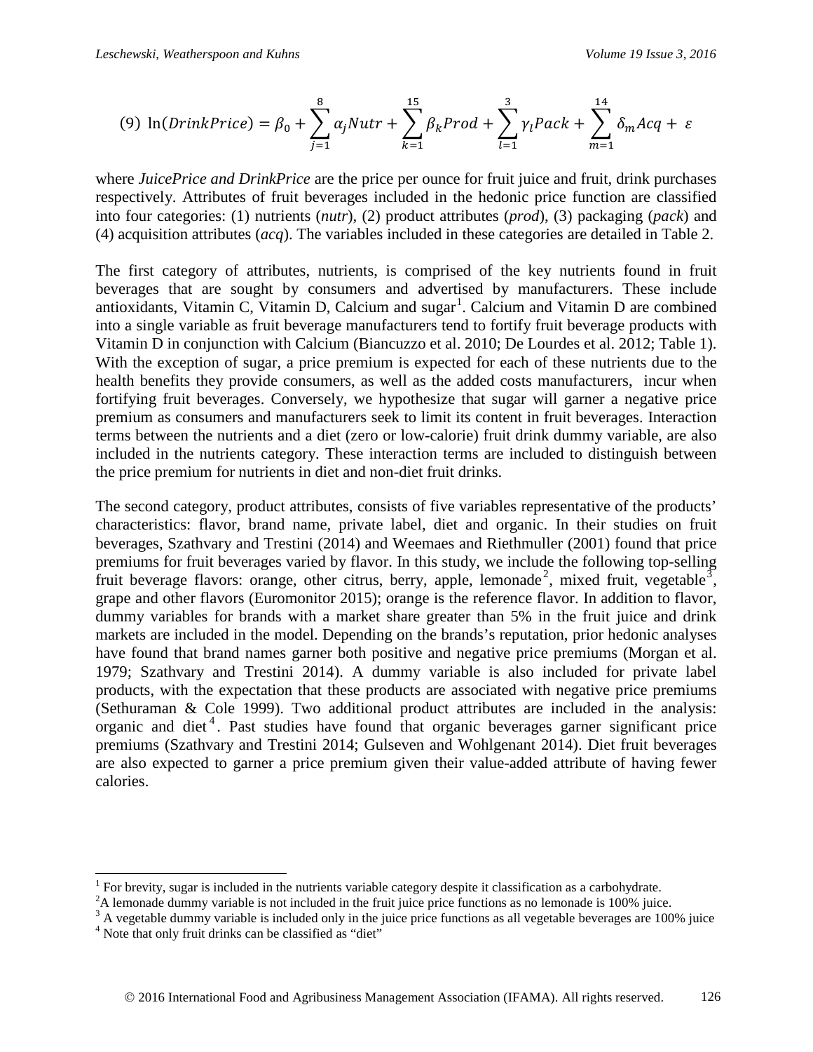$$(9)\ \ln(DrinkPrice) = \beta_0 + \sum_{j=1}^{8} \alpha_j Nutr + \sum_{k=1}^{15} \beta_k Prod + \sum_{l=1}^{3} \gamma_l Pack + \sum_{m=1}^{14} \delta_m Acq + \varepsilon$$

where *JuicePrice and DrinkPrice* are the price per ounce for fruit juice and fruit, drink purchases respectively. Attributes of fruit beverages included in the hedonic price function are classified into four categories: (1) nutrients (*nutr*), (2) product attributes (*prod*), (3) packaging (*pack*) and (4) acquisition attributes (*acq*). The variables included in these categories are detailed in Table 2.

The first category of attributes, nutrients, is comprised of the key nutrients found in fruit beverages that are sought by consumers and advertised by manufacturers. These include antioxidants, Vitamin C, Vitamin D, Calcium and sugar[1]. Calcium and Vitamin D are combined into a single variable as fruit beverage manufacturers tend to fortify fruit beverage products with Vitamin D in conjunction with Calcium (Biancuzzo et al. 2010; De Lourdes et al. 2012; Table 1). With the exception of sugar, a price premium is expected for each of these nutrients due to the health benefits they provide consumers, as well as the added costs manufacturers, incur when fortifying fruit beverages. Conversely, we hypothesize that sugar will garner a negative price premium as consumers and manufacturers seek to limit its content in fruit beverages. Interaction terms between the nutrients and a diet (zero or low-calorie) fruit drink dummy variable, are also included in the nutrients category. These interaction terms are included to distinguish between the price premium for nutrients in diet and non-diet fruit drinks.

The second category, product attributes, consists of five variables representative of the products' characteristics: flavor, brand name, private label, diet and organic. In their studies on fruit beverages, Szathvary and Trestini (2014) and Weemaes and Riethmuller (2001) found that price premiums for fruit beverages varied by flavor. In this study, we include the following top-selling fruit beverage flavors: orange, other citrus, berry, apple, lemonade[2], mixed fruit, vegetable[3], grape and other flavors (Euromonitor 2015); orange is the reference flavor. In addition to flavor, dummy variables for brands with a market share greater than 5% in the fruit juice and drink markets are included in the model. Depending on the brands's reputation, prior hedonic analyses have found that brand names garner both positive and negative price premiums (Morgan et al. 1979; Szathvary and Trestini 2014). A dummy variable is also included for private label products, with the expectation that these products are associated with negative price premiums (Sethuraman & Cole 1999). Two additional product attributes are included in the analysis: organic and diet[4]. Past studies have found that organic beverages garner significant price premiums (Szathvary and Trestini 2014; Gulseven and Wohlgenant 2014). Diet fruit beverages are also expected to garner a price premium given their value-added attribute of having fewer calories.

---

[1] For brevity, sugar is included in the nutrients variable category despite it classification as a carbohydrate.

[2] A lemonade dummy variable is not included in the fruit juice price functions as no lemonade is 100% juice.

[3] A vegetable dummy variable is included only in the juice price functions as all vegetable beverages are 100% juice

[4] Note that only fruit drinks can be classified as "diet"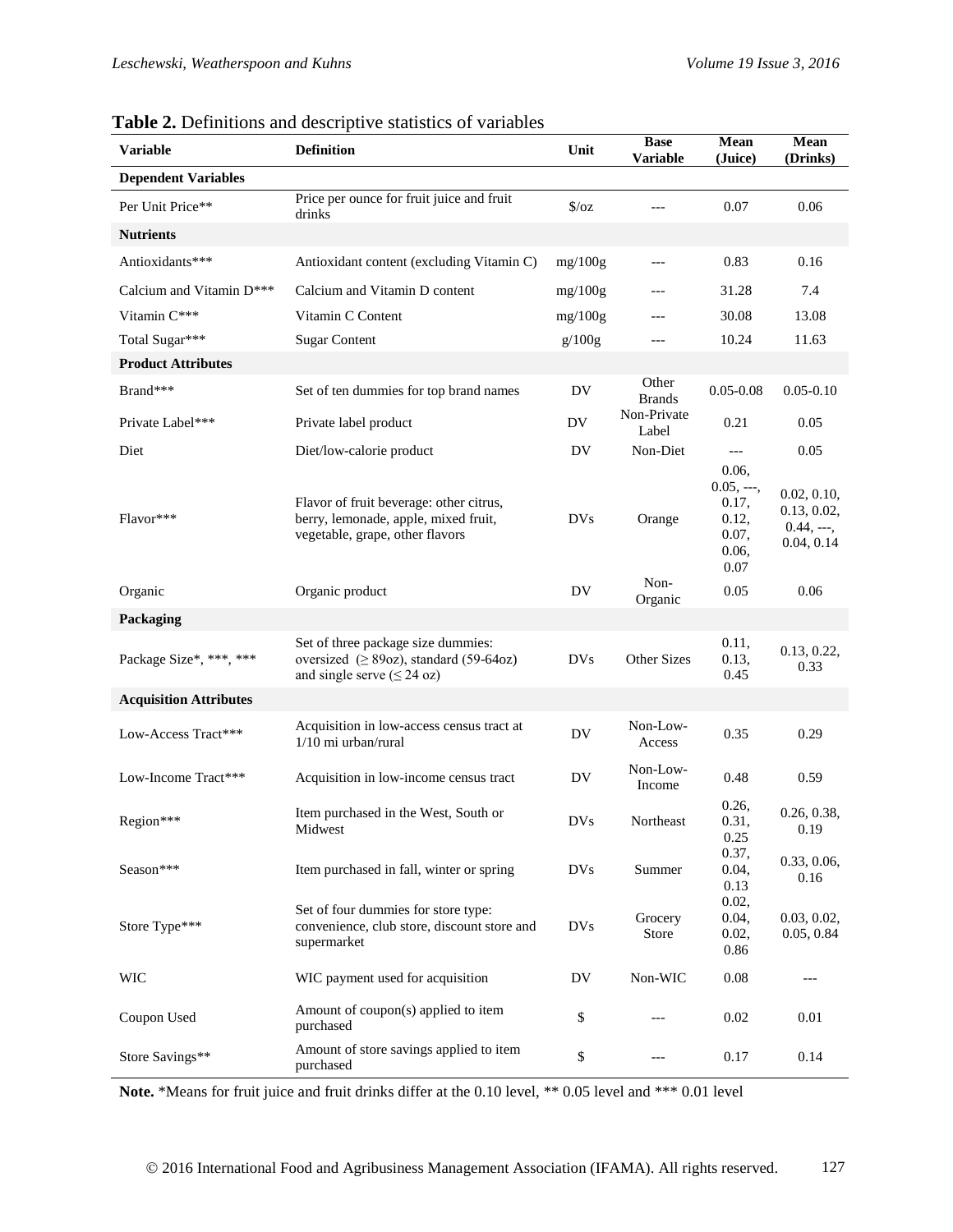**Table 2.** Definitions and descriptive statistics of variables

| Variable | Definition | Unit | Base Variable | Mean (Juice) | Mean (Drinks) |
|---|---|---|---|---|---|
| **Dependent Variables** | | | | | |
| Per Unit Price** | Price per ounce for fruit juice and fruit drinks | $/oz | --- | 0.07 | 0.06 |
| **Nutrients** | | | | | |
| Antioxidants*** | Antioxidant content (excluding Vitamin C) | mg/100g | --- | 0.83 | 0.16 |
| Calcium and Vitamin D*** | Calcium and Vitamin D content | mg/100g | --- | 31.28 | 7.4 |
| Vitamin C*** | Vitamin C Content | mg/100g | --- | 30.08 | 13.08 |
| Total Sugar*** | Sugar Content | g/100g | --- | 10.24 | 11.63 |
| **Product Attributes** | | | | | |
| Brand*** | Set of ten dummies for top brand names | DV | Other Brands | 0.05-0.08 | 0.05-0.10 |
| Private Label*** | Private label product | DV | Non-Private Label | 0.21 | 0.05 |
| Diet | Diet/low-calorie product | DV | Non-Diet | --- | 0.05 |
| Flavor*** | Flavor of fruit beverage: other citrus, berry, lemonade, apple, mixed fruit, vegetable, grape, other flavors | DVs | Orange | 0.06, 0.05, ---, 0.17, 0.12, 0.07, 0.06, 0.07 | 0.02, 0.10, 0.13, 0.02, 0.44, ---, 0.04, 0.14 |
| Organic | Organic product | DV | Non-Organic | 0.05 | 0.06 |
| **Packaging** | | | | | |
| Package Size*, ***, *** | Set of three package size dummies: oversized (≥ 89oz), standard (59-64oz) and single serve (≤ 24 oz) | DVs | Other Sizes | 0.11, 0.13, 0.45 | 0.13, 0.22, 0.33 |
| **Acquisition Attributes** | | | | | |
| Low-Access Tract*** | Acquisition in low-access census tract at 1/10 mi urban/rural | DV | Non-Low-Access | 0.35 | 0.29 |
| Low-Income Tract*** | Acquisition in low-income census tract | DV | Non-Low-Income | 0.48 | 0.59 |
| Region*** | Item purchased in the West, South or Midwest | DVs | Northeast | 0.26, 0.31, 0.25 | 0.26, 0.38, 0.19 |
| Season*** | Item purchased in fall, winter or spring | DVs | Summer | 0.37, 0.04, 0.13 | 0.33, 0.06, 0.16 |
| Store Type*** | Set of four dummies for store type: convenience, club store, discount store and supermarket | DVs | Grocery Store | 0.02, 0.04, 0.02, 0.86 | 0.03, 0.02, 0.05, 0.84 |
| WIC | WIC payment used for acquisition | DV | Non-WIC | 0.08 | --- |
| Coupon Used | Amount of coupon(s) applied to item purchased | $ | --- | 0.02 | 0.01 |
| Store Savings** | Amount of store savings applied to item purchased | $ | --- | 0.17 | 0.14 |

**Note.** *Means for fruit juice and fruit drinks differ at the 0.10 level, ** 0.05 level and *** 0.01 level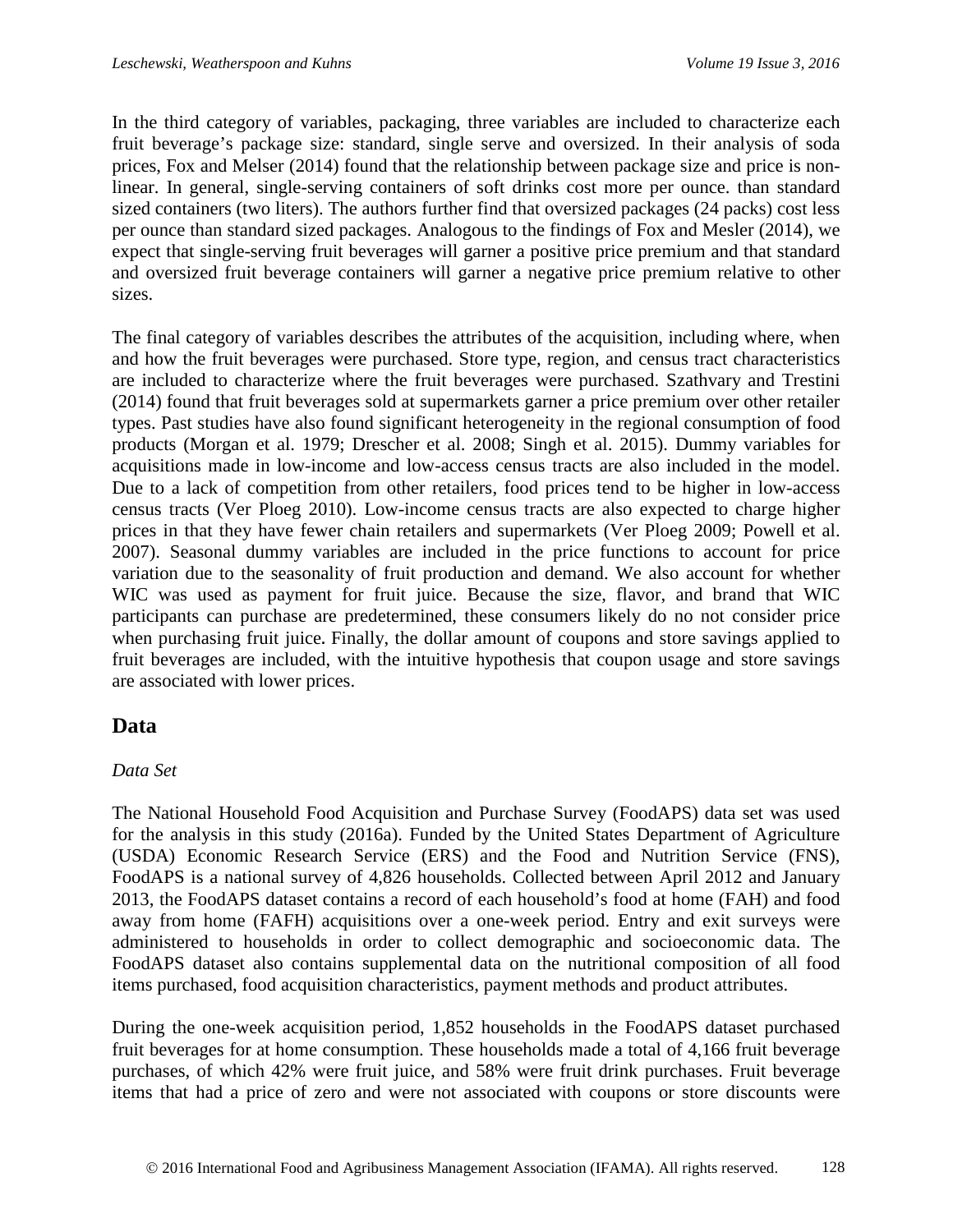In the third category of variables, packaging, three variables are included to characterize each fruit beverage's package size: standard, single serve and oversized. In their analysis of soda prices, Fox and Melser (2014) found that the relationship between package size and price is non-linear. In general, single-serving containers of soft drinks cost more per ounce. than standard sized containers (two liters). The authors further find that oversized packages (24 packs) cost less per ounce than standard sized packages. Analogous to the findings of Fox and Mesler (2014), we expect that single-serving fruit beverages will garner a positive price premium and that standard and oversized fruit beverage containers will garner a negative price premium relative to other sizes.

The final category of variables describes the attributes of the acquisition, including where, when and how the fruit beverages were purchased. Store type, region, and census tract characteristics are included to characterize where the fruit beverages were purchased. Szathvary and Trestini (2014) found that fruit beverages sold at supermarkets garner a price premium over other retailer types. Past studies have also found significant heterogeneity in the regional consumption of food products (Morgan et al. 1979; Drescher et al. 2008; Singh et al. 2015). Dummy variables for acquisitions made in low-income and low-access census tracts are also included in the model. Due to a lack of competition from other retailers, food prices tend to be higher in low-access census tracts (Ver Ploeg 2010). Low-income census tracts are also expected to charge higher prices in that they have fewer chain retailers and supermarkets (Ver Ploeg 2009; Powell et al. 2007). Seasonal dummy variables are included in the price functions to account for price variation due to the seasonality of fruit production and demand. We also account for whether WIC was used as payment for fruit juice. Because the size, flavor, and brand that WIC participants can purchase are predetermined, these consumers likely do no not consider price when purchasing fruit juice. Finally, the dollar amount of coupons and store savings applied to fruit beverages are included, with the intuitive hypothesis that coupon usage and store savings are associated with lower prices.

## Data

*Data Set*

The National Household Food Acquisition and Purchase Survey (FoodAPS) data set was used for the analysis in this study (2016a). Funded by the United States Department of Agriculture (USDA) Economic Research Service (ERS) and the Food and Nutrition Service (FNS), FoodAPS is a national survey of 4,826 households. Collected between April 2012 and January 2013, the FoodAPS dataset contains a record of each household's food at home (FAH) and food away from home (FAFH) acquisitions over a one-week period. Entry and exit surveys were administered to households in order to collect demographic and socioeconomic data. The FoodAPS dataset also contains supplemental data on the nutritional composition of all food items purchased, food acquisition characteristics, payment methods and product attributes.

During the one-week acquisition period, 1,852 households in the FoodAPS dataset purchased fruit beverages for at home consumption. These households made a total of 4,166 fruit beverage purchases, of which 42% were fruit juice, and 58% were fruit drink purchases. Fruit beverage items that had a price of zero and were not associated with coupons or store discounts were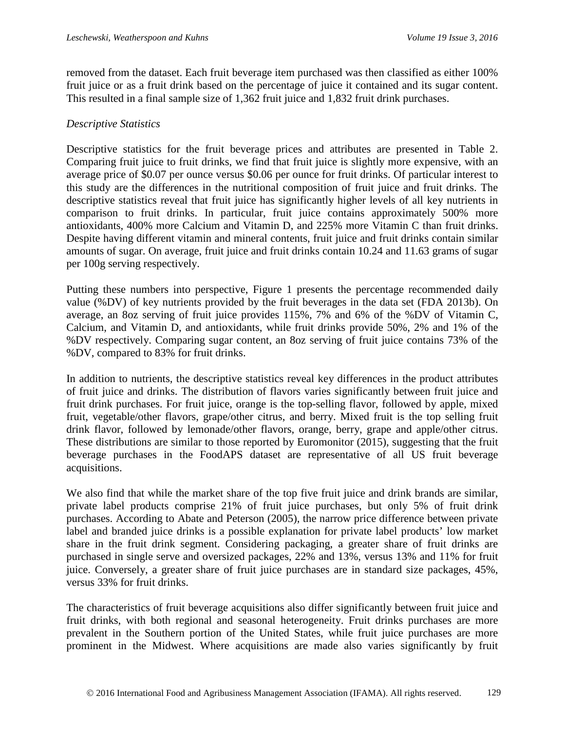removed from the dataset. Each fruit beverage item purchased was then classified as either 100% fruit juice or as a fruit drink based on the percentage of juice it contained and its sugar content. This resulted in a final sample size of 1,362 fruit juice and 1,832 fruit drink purchases.

*Descriptive Statistics*

Descriptive statistics for the fruit beverage prices and attributes are presented in Table 2. Comparing fruit juice to fruit drinks, we find that fruit juice is slightly more expensive, with an average price of $0.07 per ounce versus $0.06 per ounce for fruit drinks. Of particular interest to this study are the differences in the nutritional composition of fruit juice and fruit drinks. The descriptive statistics reveal that fruit juice has significantly higher levels of all key nutrients in comparison to fruit drinks. In particular, fruit juice contains approximately 500% more antioxidants, 400% more Calcium and Vitamin D, and 225% more Vitamin C than fruit drinks. Despite having different vitamin and mineral contents, fruit juice and fruit drinks contain similar amounts of sugar. On average, fruit juice and fruit drinks contain 10.24 and 11.63 grams of sugar per 100g serving respectively.

Putting these numbers into perspective, Figure 1 presents the percentage recommended daily value (%DV) of key nutrients provided by the fruit beverages in the data set (FDA 2013b). On average, an 8oz serving of fruit juice provides 115%, 7% and 6% of the %DV of Vitamin C, Calcium, and Vitamin D, and antioxidants, while fruit drinks provide 50%, 2% and 1% of the %DV respectively. Comparing sugar content, an 8oz serving of fruit juice contains 73% of the %DV, compared to 83% for fruit drinks.

In addition to nutrients, the descriptive statistics reveal key differences in the product attributes of fruit juice and drinks. The distribution of flavors varies significantly between fruit juice and fruit drink purchases. For fruit juice, orange is the top-selling flavor, followed by apple, mixed fruit, vegetable/other flavors, grape/other citrus, and berry. Mixed fruit is the top selling fruit drink flavor, followed by lemonade/other flavors, orange, berry, grape and apple/other citrus. These distributions are similar to those reported by Euromonitor (2015), suggesting that the fruit beverage purchases in the FoodAPS dataset are representative of all US fruit beverage acquisitions.

We also find that while the market share of the top five fruit juice and drink brands are similar, private label products comprise 21% of fruit juice purchases, but only 5% of fruit drink purchases. According to Abate and Peterson (2005), the narrow price difference between private label and branded juice drinks is a possible explanation for private label products' low market share in the fruit drink segment. Considering packaging, a greater share of fruit drinks are purchased in single serve and oversized packages, 22% and 13%, versus 13% and 11% for fruit juice. Conversely, a greater share of fruit juice purchases are in standard size packages, 45%, versus 33% for fruit drinks.

The characteristics of fruit beverage acquisitions also differ significantly between fruit juice and fruit drinks, with both regional and seasonal heterogeneity. Fruit drinks purchases are more prevalent in the Southern portion of the United States, while fruit juice purchases are more prominent in the Midwest. Where acquisitions are made also varies significantly by fruit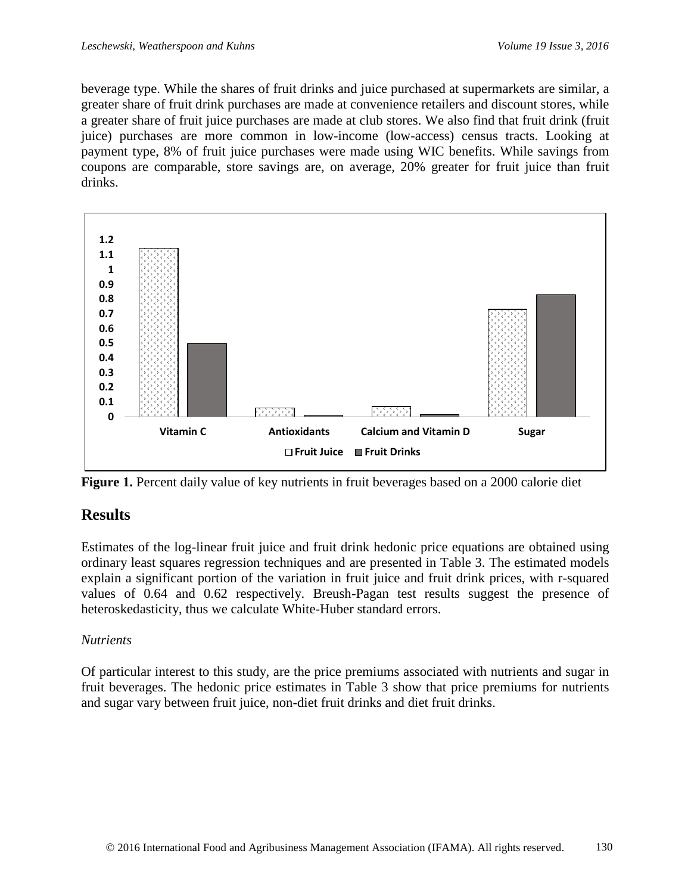beverage type. While the shares of fruit drinks and juice purchased at supermarkets are similar, a greater share of fruit drink purchases are made at convenience retailers and discount stores, while a greater share of fruit juice purchases are made at club stores. We also find that fruit drink (fruit juice) purchases are more common in low-income (low-access) census tracts. Looking at payment type, 8% of fruit juice purchases were made using WIC benefits. While savings from coupons are comparable, store savings are, on average, 20% greater for fruit juice than fruit drinks.

**Figure 1.** Percent daily value of key nutrients in fruit beverages based on a 2000 calorie diet

## Results

Estimates of the log-linear fruit juice and fruit drink hedonic price equations are obtained using ordinary least squares regression techniques and are presented in Table 3. The estimated models explain a significant portion of the variation in fruit juice and fruit drink prices, with r-squared values of 0.64 and 0.62 respectively. Breush-Pagan test results suggest the presence of heteroskedasticity, thus we calculate White-Huber standard errors.

*Nutrients*

Of particular interest to this study, are the price premiums associated with nutrients and sugar in fruit beverages. The hedonic price estimates in Table 3 show that price premiums for nutrients and sugar vary between fruit juice, non-diet fruit drinks and diet fruit drinks.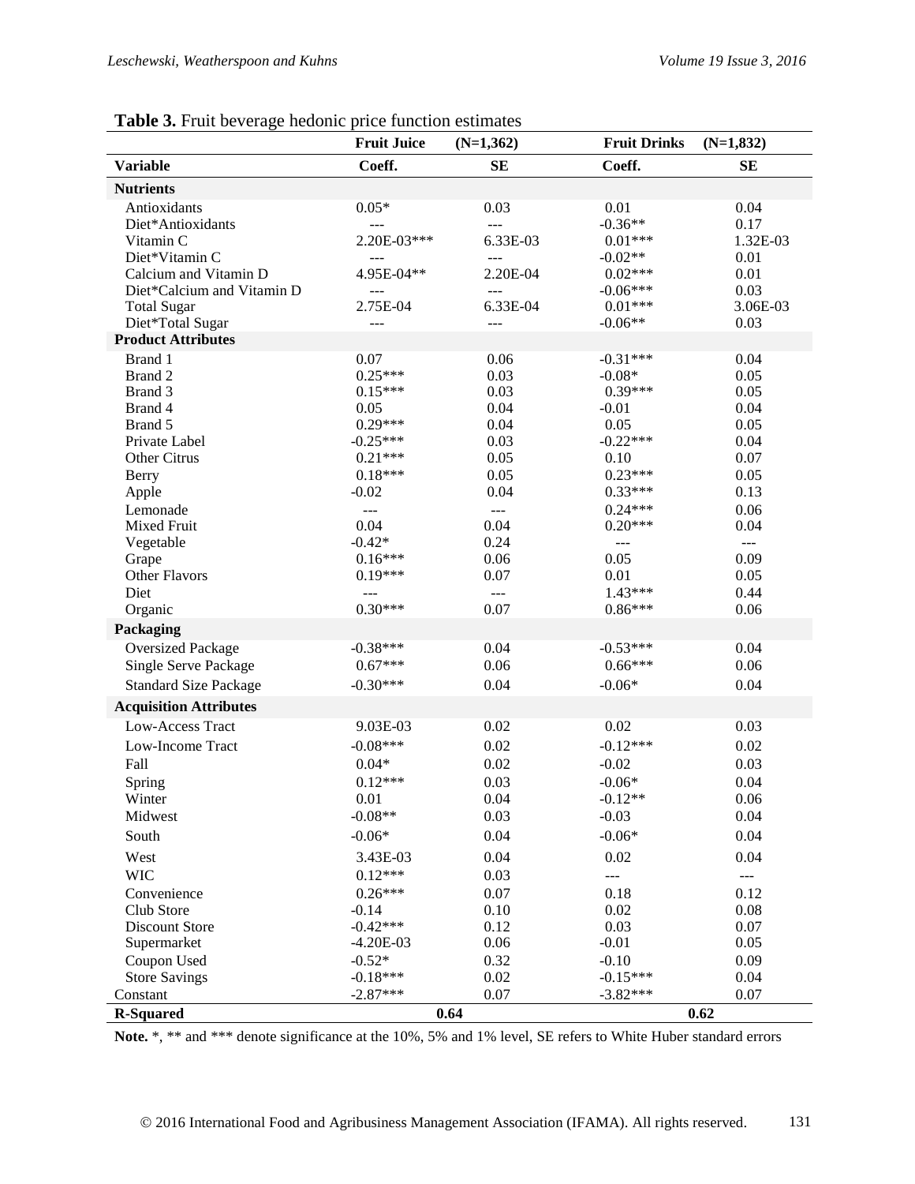**Table 3.** Fruit beverage hedonic price function estimates

| | Fruit Juice (N=1,362) | | Fruit Drinks (N=1,832) | |
|---|---|---|---|---|
| **Variable** | **Coeff.** | **SE** | **Coeff.** | **SE** |
| **Nutrients** | | | | |
| Antioxidants | 0.05* | 0.03 | 0.01 | 0.04 |
| Diet*Antioxidants | --- | --- | -0.36** | 0.17 |
| Vitamin C | 2.20E-03*** | 6.33E-03 | 0.01*** | 1.32E-03 |
| Diet*Vitamin C | --- | --- | -0.02** | 0.01 |
| Calcium and Vitamin D | 4.95E-04** | 2.20E-04 | 0.02*** | 0.01 |
| Diet*Calcium and Vitamin D | --- | --- | -0.06*** | 0.03 |
| Total Sugar | 2.75E-04 | 6.33E-04 | 0.01*** | 3.06E-03 |
| Diet*Total Sugar | --- | --- | -0.06** | 0.03 |
| **Product Attributes** | | | | |
| Brand 1 | 0.07 | 0.06 | -0.31*** | 0.04 |
| Brand 2 | 0.25*** | 0.03 | -0.08* | 0.05 |
| Brand 3 | 0.15*** | 0.03 | 0.39*** | 0.05 |
| Brand 4 | 0.05 | 0.04 | -0.01 | 0.04 |
| Brand 5 | 0.29*** | 0.04 | 0.05 | 0.05 |
| Private Label | -0.25*** | 0.03 | -0.22*** | 0.04 |
| Other Citrus | 0.21*** | 0.05 | 0.10 | 0.07 |
| Berry | 0.18*** | 0.05 | 0.23*** | 0.05 |
| Apple | -0.02 | 0.04 | 0.33*** | 0.13 |
| Lemonade | --- | --- | 0.24*** | 0.06 |
| Mixed Fruit | 0.04 | 0.04 | 0.20*** | 0.04 |
| Vegetable | -0.42* | 0.24 | --- | --- |
| Grape | 0.16*** | 0.06 | 0.05 | 0.09 |
| Other Flavors | 0.19*** | 0.07 | 0.01 | 0.05 |
| Diet | --- | --- | 1.43*** | 0.44 |
| Organic | 0.30*** | 0.07 | 0.86*** | 0.06 |
| **Packaging** | | | | |
| Oversized Package | -0.38*** | 0.04 | -0.53*** | 0.04 |
| Single Serve Package | 0.67*** | 0.06 | 0.66*** | 0.06 |
| Standard Size Package | -0.30*** | 0.04 | -0.06* | 0.04 |
| **Acquisition Attributes** | | | | |
| Low-Access Tract | 9.03E-03 | 0.02 | 0.02 | 0.03 |
| Low-Income Tract | -0.08*** | 0.02 | -0.12*** | 0.02 |
| Fall | 0.04* | 0.02 | -0.02 | 0.03 |
| Spring | 0.12*** | 0.03 | -0.06* | 0.04 |
| Winter | 0.01 | 0.04 | -0.12** | 0.06 |
| Midwest | -0.08** | 0.03 | -0.03 | 0.04 |
| South | -0.06* | 0.04 | -0.06* | 0.04 |
| West | 3.43E-03 | 0.04 | 0.02 | 0.04 |
| WIC | 0.12*** | 0.03 | --- | --- |
| Convenience | 0.26*** | 0.07 | 0.18 | 0.12 |
| Club Store | -0.14 | 0.10 | 0.02 | 0.08 |
| Discount Store | -0.42*** | 0.12 | 0.03 | 0.07 |
| Supermarket | -4.20E-03 | 0.06 | -0.01 | 0.05 |
| Coupon Used | -0.52* | 0.32 | -0.10 | 0.09 |
| Store Savings | -0.18*** | 0.02 | -0.15*** | 0.04 |
| Constant | -2.87*** | 0.07 | -3.82*** | 0.07 |
| **R-Squared** | **0.64** | | **0.62** | |

**Note.** *, ** and *** denote significance at the 10%, 5% and 1% level, SE refers to White Huber standard errors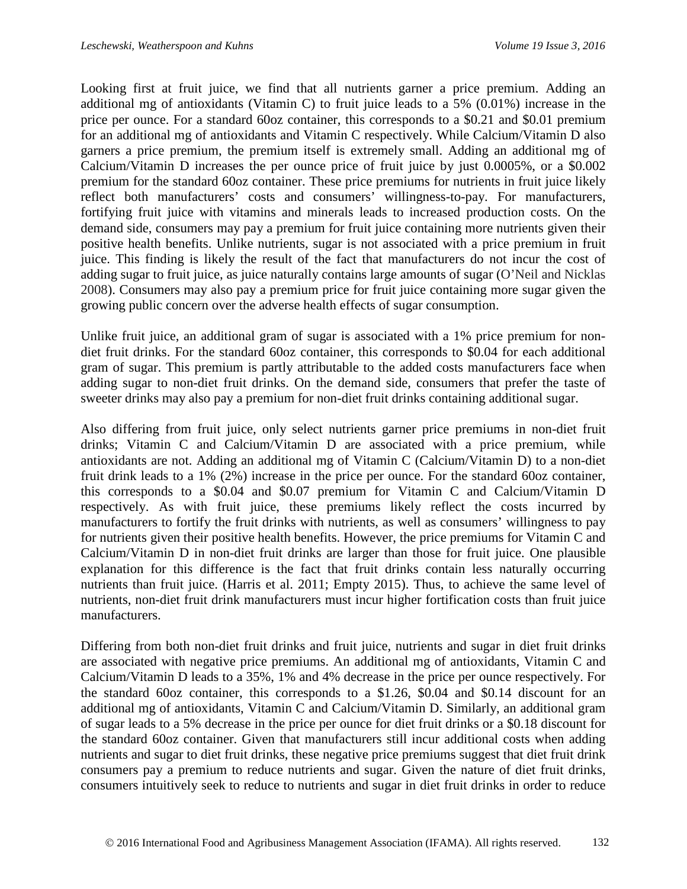Looking first at fruit juice, we find that all nutrients garner a price premium. Adding an additional mg of antioxidants (Vitamin C) to fruit juice leads to a 5% (0.01%) increase in the price per ounce. For a standard 60oz container, this corresponds to a $0.21 and $0.01 premium for an additional mg of antioxidants and Vitamin C respectively. While Calcium/Vitamin D also garners a price premium, the premium itself is extremely small. Adding an additional mg of Calcium/Vitamin D increases the per ounce price of fruit juice by just 0.0005%, or a $0.002 premium for the standard 60oz container. These price premiums for nutrients in fruit juice likely reflect both manufacturers' costs and consumers' willingness-to-pay. For manufacturers, fortifying fruit juice with vitamins and minerals leads to increased production costs. On the demand side, consumers may pay a premium for fruit juice containing more nutrients given their positive health benefits. Unlike nutrients, sugar is not associated with a price premium in fruit juice. This finding is likely the result of the fact that manufacturers do not incur the cost of adding sugar to fruit juice, as juice naturally contains large amounts of sugar (O'Neil and Nicklas 2008). Consumers may also pay a premium price for fruit juice containing more sugar given the growing public concern over the adverse health effects of sugar consumption.

Unlike fruit juice, an additional gram of sugar is associated with a 1% price premium for non-diet fruit drinks. For the standard 60oz container, this corresponds to $0.04 for each additional gram of sugar. This premium is partly attributable to the added costs manufacturers face when adding sugar to non-diet fruit drinks. On the demand side, consumers that prefer the taste of sweeter drinks may also pay a premium for non-diet fruit drinks containing additional sugar.

Also differing from fruit juice, only select nutrients garner price premiums in non-diet fruit drinks; Vitamin C and Calcium/Vitamin D are associated with a price premium, while antioxidants are not. Adding an additional mg of Vitamin C (Calcium/Vitamin D) to a non-diet fruit drink leads to a 1% (2%) increase in the price per ounce. For the standard 60oz container, this corresponds to a $0.04 and $0.07 premium for Vitamin C and Calcium/Vitamin D respectively. As with fruit juice, these premiums likely reflect the costs incurred by manufacturers to fortify the fruit drinks with nutrients, as well as consumers' willingness to pay for nutrients given their positive health benefits. However, the price premiums for Vitamin C and Calcium/Vitamin D in non-diet fruit drinks are larger than those for fruit juice. One plausible explanation for this difference is the fact that fruit drinks contain less naturally occurring nutrients than fruit juice. (Harris et al. 2011; Empty 2015). Thus, to achieve the same level of nutrients, non-diet fruit drink manufacturers must incur higher fortification costs than fruit juice manufacturers.

Differing from both non-diet fruit drinks and fruit juice, nutrients and sugar in diet fruit drinks are associated with negative price premiums. An additional mg of antioxidants, Vitamin C and Calcium/Vitamin D leads to a 35%, 1% and 4% decrease in the price per ounce respectively. For the standard 60oz container, this corresponds to a $1.26, $0.04 and $0.14 discount for an additional mg of antioxidants, Vitamin C and Calcium/Vitamin D. Similarly, an additional gram of sugar leads to a 5% decrease in the price per ounce for diet fruit drinks or a $0.18 discount for the standard 60oz container. Given that manufacturers still incur additional costs when adding nutrients and sugar to diet fruit drinks, these negative price premiums suggest that diet fruit drink consumers pay a premium to reduce nutrients and sugar. Given the nature of diet fruit drinks, consumers intuitively seek to reduce to nutrients and sugar in diet fruit drinks in order to reduce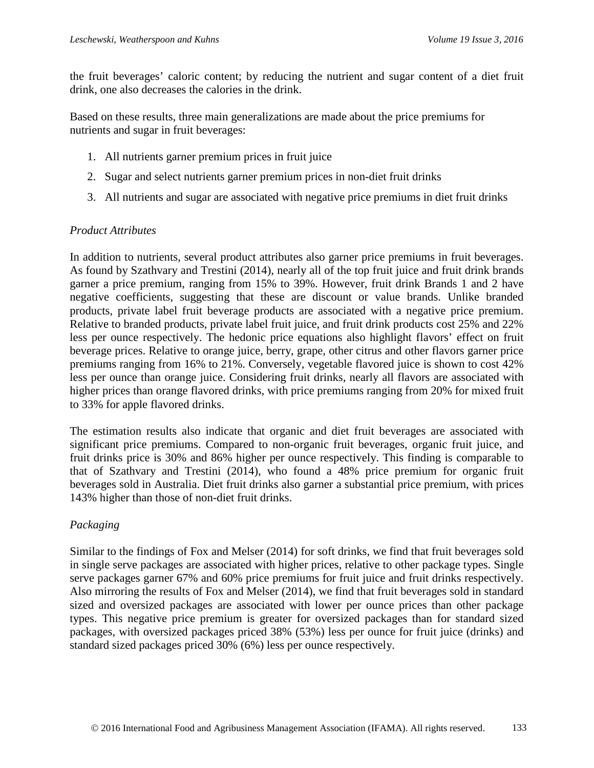the fruit beverages' caloric content; by reducing the nutrient and sugar content of a diet fruit drink, one also decreases the calories in the drink.

Based on these results, three main generalizations are made about the price premiums for nutrients and sugar in fruit beverages:

1. All nutrients garner premium prices in fruit juice
2. Sugar and select nutrients garner premium prices in non-diet fruit drinks
3. All nutrients and sugar are associated with negative price premiums in diet fruit drinks

*Product Attributes*

In addition to nutrients, several product attributes also garner price premiums in fruit beverages. As found by Szathvary and Trestini (2014), nearly all of the top fruit juice and fruit drink brands garner a price premium, ranging from 15% to 39%. However, fruit drink Brands 1 and 2 have negative coefficients, suggesting that these are discount or value brands. Unlike branded products, private label fruit beverage products are associated with a negative price premium. Relative to branded products, private label fruit juice, and fruit drink products cost 25% and 22% less per ounce respectively. The hedonic price equations also highlight flavors' effect on fruit beverage prices. Relative to orange juice, berry, grape, other citrus and other flavors garner price premiums ranging from 16% to 21%. Conversely, vegetable flavored juice is shown to cost 42% less per ounce than orange juice. Considering fruit drinks, nearly all flavors are associated with higher prices than orange flavored drinks, with price premiums ranging from 20% for mixed fruit to 33% for apple flavored drinks.

The estimation results also indicate that organic and diet fruit beverages are associated with significant price premiums. Compared to non-organic fruit beverages, organic fruit juice, and fruit drinks price is 30% and 86% higher per ounce respectively. This finding is comparable to that of Szathvary and Trestini (2014), who found a 48% price premium for organic fruit beverages sold in Australia. Diet fruit drinks also garner a substantial price premium, with prices 143% higher than those of non-diet fruit drinks.

*Packaging*

Similar to the findings of Fox and Melser (2014) for soft drinks, we find that fruit beverages sold in single serve packages are associated with higher prices, relative to other package types. Single serve packages garner 67% and 60% price premiums for fruit juice and fruit drinks respectively. Also mirroring the results of Fox and Melser (2014), we find that fruit beverages sold in standard sized and oversized packages are associated with lower per ounce prices than other package types. This negative price premium is greater for oversized packages than for standard sized packages, with oversized packages priced 38% (53%) less per ounce for fruit juice (drinks) and standard sized packages priced 30% (6%) less per ounce respectively.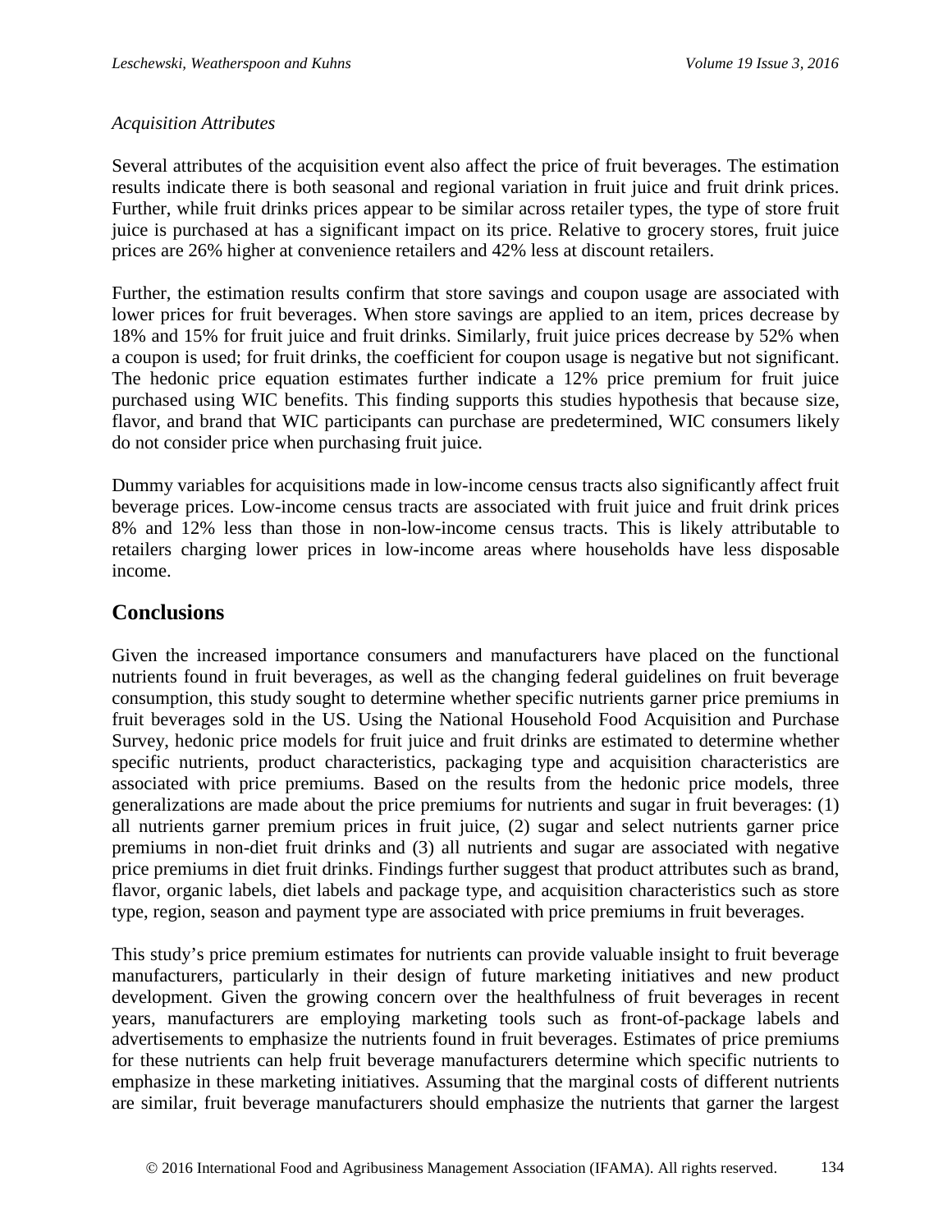*Acquisition Attributes*

Several attributes of the acquisition event also affect the price of fruit beverages. The estimation results indicate there is both seasonal and regional variation in fruit juice and fruit drink prices. Further, while fruit drinks prices appear to be similar across retailer types, the type of store fruit juice is purchased at has a significant impact on its price. Relative to grocery stores, fruit juice prices are 26% higher at convenience retailers and 42% less at discount retailers.

Further, the estimation results confirm that store savings and coupon usage are associated with lower prices for fruit beverages. When store savings are applied to an item, prices decrease by 18% and 15% for fruit juice and fruit drinks. Similarly, fruit juice prices decrease by 52% when a coupon is used; for fruit drinks, the coefficient for coupon usage is negative but not significant. The hedonic price equation estimates further indicate a 12% price premium for fruit juice purchased using WIC benefits. This finding supports this studies hypothesis that because size, flavor, and brand that WIC participants can purchase are predetermined, WIC consumers likely do not consider price when purchasing fruit juice.

Dummy variables for acquisitions made in low-income census tracts also significantly affect fruit beverage prices. Low-income census tracts are associated with fruit juice and fruit drink prices 8% and 12% less than those in non-low-income census tracts. This is likely attributable to retailers charging lower prices in low-income areas where households have less disposable income.

## Conclusions

Given the increased importance consumers and manufacturers have placed on the functional nutrients found in fruit beverages, as well as the changing federal guidelines on fruit beverage consumption, this study sought to determine whether specific nutrients garner price premiums in fruit beverages sold in the US. Using the National Household Food Acquisition and Purchase Survey, hedonic price models for fruit juice and fruit drinks are estimated to determine whether specific nutrients, product characteristics, packaging type and acquisition characteristics are associated with price premiums. Based on the results from the hedonic price models, three generalizations are made about the price premiums for nutrients and sugar in fruit beverages: (1) all nutrients garner premium prices in fruit juice, (2) sugar and select nutrients garner price premiums in non-diet fruit drinks and (3) all nutrients and sugar are associated with negative price premiums in diet fruit drinks. Findings further suggest that product attributes such as brand, flavor, organic labels, diet labels and package type, and acquisition characteristics such as store type, region, season and payment type are associated with price premiums in fruit beverages.

This study's price premium estimates for nutrients can provide valuable insight to fruit beverage manufacturers, particularly in their design of future marketing initiatives and new product development. Given the growing concern over the healthfulness of fruit beverages in recent years, manufacturers are employing marketing tools such as front-of-package labels and advertisements to emphasize the nutrients found in fruit beverages. Estimates of price premiums for these nutrients can help fruit beverage manufacturers determine which specific nutrients to emphasize in these marketing initiatives. Assuming that the marginal costs of different nutrients are similar, fruit beverage manufacturers should emphasize the nutrients that garner the largest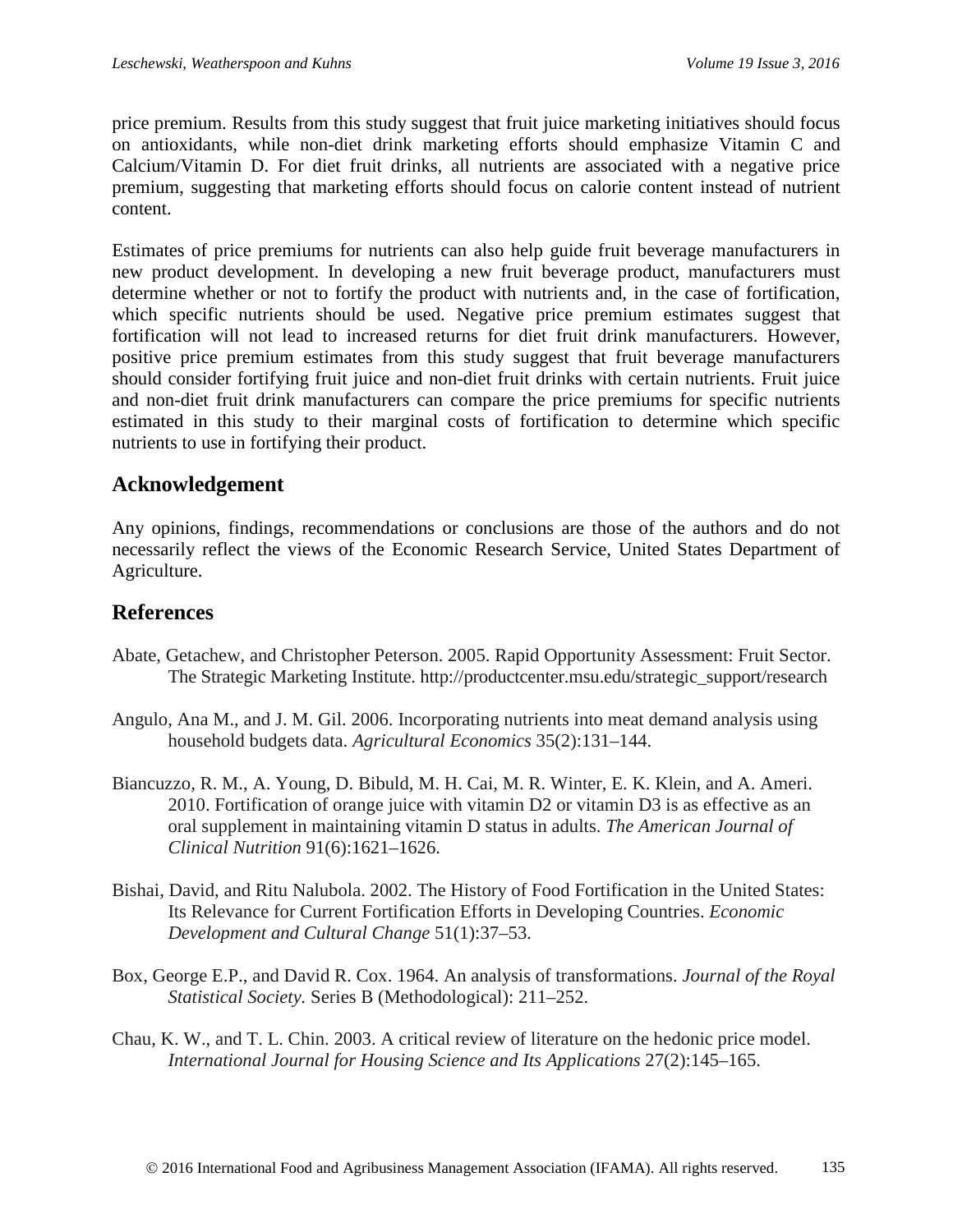price premium. Results from this study suggest that fruit juice marketing initiatives should focus on antioxidants, while non-diet drink marketing efforts should emphasize Vitamin C and Calcium/Vitamin D. For diet fruit drinks, all nutrients are associated with a negative price premium, suggesting that marketing efforts should focus on calorie content instead of nutrient content.

Estimates of price premiums for nutrients can also help guide fruit beverage manufacturers in new product development. In developing a new fruit beverage product, manufacturers must determine whether or not to fortify the product with nutrients and, in the case of fortification, which specific nutrients should be used. Negative price premium estimates suggest that fortification will not lead to increased returns for diet fruit drink manufacturers. However, positive price premium estimates from this study suggest that fruit beverage manufacturers should consider fortifying fruit juice and non-diet fruit drinks with certain nutrients. Fruit juice and non-diet fruit drink manufacturers can compare the price premiums for specific nutrients estimated in this study to their marginal costs of fortification to determine which specific nutrients to use in fortifying their product.

## Acknowledgement

Any opinions, findings, recommendations or conclusions are those of the authors and do not necessarily reflect the views of the Economic Research Service, United States Department of Agriculture.

## References

Abate, Getachew, and Christopher Peterson. 2005. Rapid Opportunity Assessment: Fruit Sector. The Strategic Marketing Institute. http://productcenter.msu.edu/strategic_support/research

Angulo, Ana M., and J. M. Gil. 2006. Incorporating nutrients into meat demand analysis using household budgets data. *Agricultural Economics* 35(2):131–144.

Biancuzzo, R. M., A. Young, D. Bibuld, M. H. Cai, M. R. Winter, E. K. Klein, and A. Ameri. 2010. Fortification of orange juice with vitamin D2 or vitamin D3 is as effective as an oral supplement in maintaining vitamin D status in adults. *The American Journal of Clinical Nutrition* 91(6):1621–1626.

Bishai, David, and Ritu Nalubola. 2002. The History of Food Fortification in the United States: Its Relevance for Current Fortification Efforts in Developing Countries. *Economic Development and Cultural Change* 51(1):37–53.

Box, George E.P., and David R. Cox. 1964. An analysis of transformations. *Journal of the Royal Statistical Society.* Series B (Methodological): 211–252.

Chau, K. W., and T. L. Chin. 2003. A critical review of literature on the hedonic price model. *International Journal for Housing Science and Its Applications* 27(2):145–165.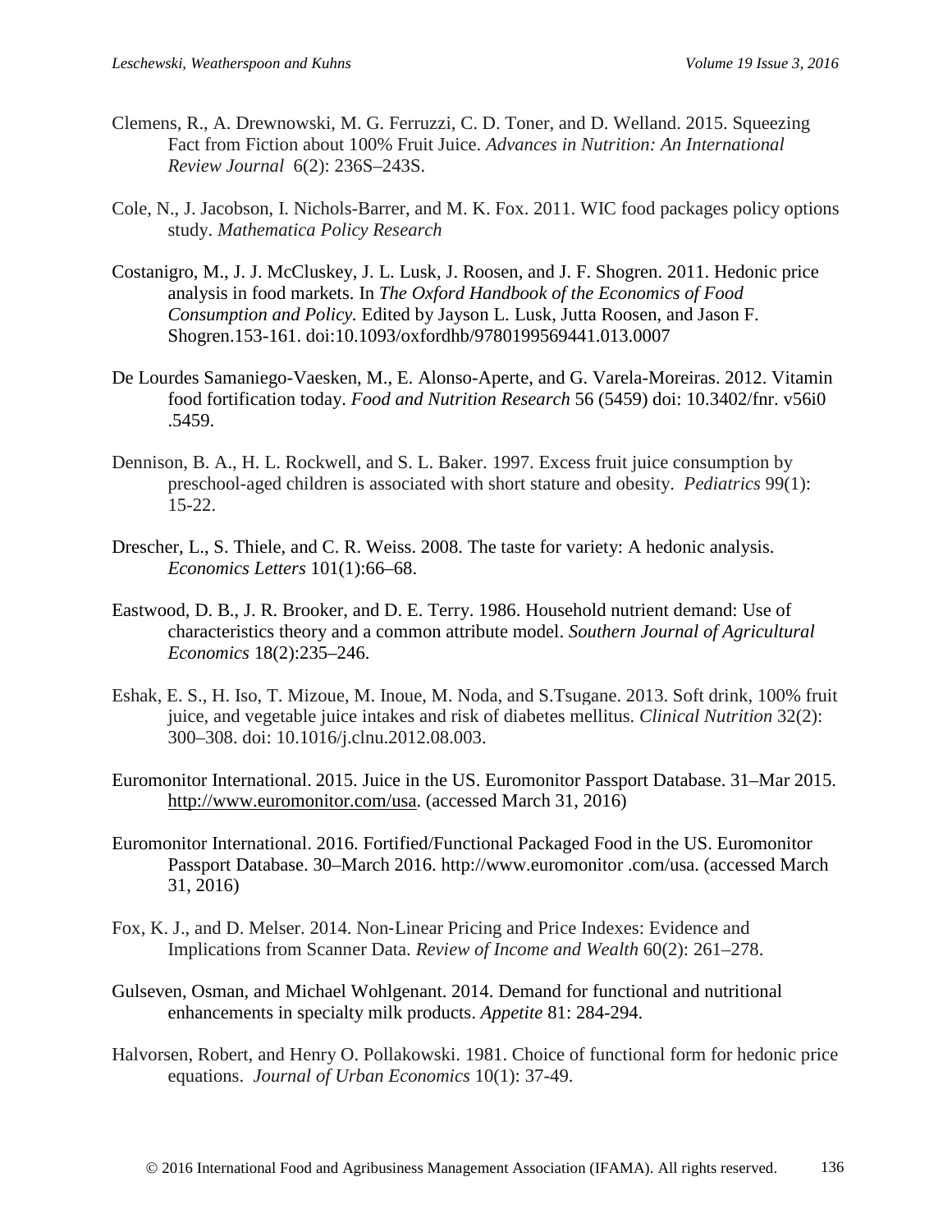Clemens, R., A. Drewnowski, M. G. Ferruzzi, C. D. Toner, and D. Welland. 2015. Squeezing Fact from Fiction about 100% Fruit Juice. *Advances in Nutrition: An International Review Journal* 6(2): 236S–243S.

Cole, N., J. Jacobson, I. Nichols-Barrer, and M. K. Fox. 2011. WIC food packages policy options study. *Mathematica Policy Research*

Costanigro, M., J. J. McCluskey, J. L. Lusk, J. Roosen, and J. F. Shogren. 2011. Hedonic price analysis in food markets. In *The Oxford Handbook of the Economics of Food Consumption and Policy*. Edited by Jayson L. Lusk, Jutta Roosen, and Jason F. Shogren.153-161. doi:10.1093/oxfordhb/9780199569441.013.0007

De Lourdes Samaniego-Vaesken, M., E. Alonso-Aperte, and G. Varela-Moreiras. 2012. Vitamin food fortification today. *Food and Nutrition Research* 56 (5459) doi: 10.3402/fnr. v56i0 .5459.

Dennison, B. A., H. L. Rockwell, and S. L. Baker. 1997. Excess fruit juice consumption by preschool-aged children is associated with short stature and obesity. *Pediatrics* 99(1): 15-22.

Drescher, L., S. Thiele, and C. R. Weiss. 2008. The taste for variety: A hedonic analysis. *Economics Letters* 101(1):66–68.

Eastwood, D. B., J. R. Brooker, and D. E. Terry. 1986. Household nutrient demand: Use of characteristics theory and a common attribute model. *Southern Journal of Agricultural Economics* 18(2):235–246.

Eshak, E. S., H. Iso, T. Mizoue, M. Inoue, M. Noda, and S.Tsugane. 2013. Soft drink, 100% fruit juice, and vegetable juice intakes and risk of diabetes mellitus. *Clinical Nutrition* 32(2): 300–308. doi: 10.1016/j.clnu.2012.08.003.

Euromonitor International. 2015. Juice in the US. Euromonitor Passport Database. 31–Mar 2015. http://www.euromonitor.com/usa. (accessed March 31, 2016)

Euromonitor International. 2016. Fortified/Functional Packaged Food in the US. Euromonitor Passport Database. 30–March 2016. http://www.euromonitor .com/usa. (accessed March 31, 2016)

Fox, K. J., and D. Melser. 2014. Non-Linear Pricing and Price Indexes: Evidence and Implications from Scanner Data. *Review of Income and Wealth* 60(2): 261–278.

Gulseven, Osman, and Michael Wohlgenant. 2014. Demand for functional and nutritional enhancements in specialty milk products. *Appetite* 81: 284-294.

Halvorsen, Robert, and Henry O. Pollakowski. 1981. Choice of functional form for hedonic price equations. *Journal of Urban Economics* 10(1): 37-49.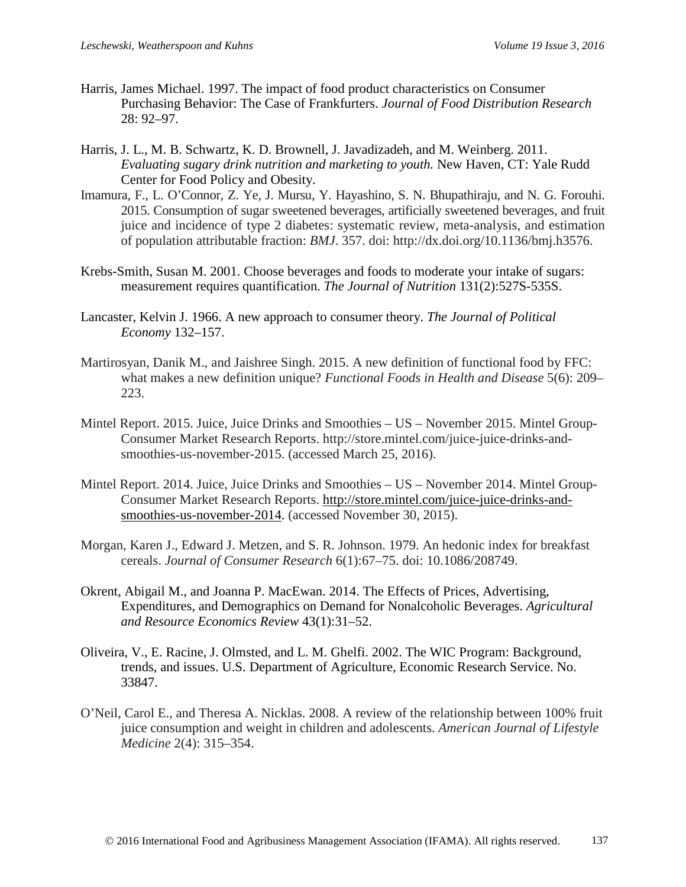Harris, James Michael. 1997. The impact of food product characteristics on Consumer Purchasing Behavior: The Case of Frankfurters. *Journal of Food Distribution Research* 28: 92–97.

Harris, J. L., M. B. Schwartz, K. D. Brownell, J. Javadizadeh, and M. Weinberg. 2011. *Evaluating sugary drink nutrition and marketing to youth.* New Haven, CT: Yale Rudd Center for Food Policy and Obesity.

Imamura, F., L. O'Connor, Z. Ye, J. Mursu, Y. Hayashino, S. N. Bhupathiraju, and N. G. Forouhi. 2015. Consumption of sugar sweetened beverages, artificially sweetened beverages, and fruit juice and incidence of type 2 diabetes: systematic review, meta-analysis, and estimation of population attributable fraction: *BMJ*. 357. doi: http://dx.doi.org/10.1136/bmj.h3576.

Krebs-Smith, Susan M. 2001. Choose beverages and foods to moderate your intake of sugars: measurement requires quantification. *The Journal of Nutrition* 131(2):527S-535S.

Lancaster, Kelvin J. 1966. A new approach to consumer theory. *The Journal of Political Economy* 132–157.

Martirosyan, Danik M., and Jaishree Singh. 2015. A new definition of functional food by FFC: what makes a new definition unique? *Functional Foods in Health and Disease* 5(6): 209–223.

Mintel Report. 2015. Juice, Juice Drinks and Smoothies – US – November 2015. Mintel Group-Consumer Market Research Reports. http://store.mintel.com/juice-juice-drinks-and-smoothies-us-november-2015. (accessed March 25, 2016).

Mintel Report. 2014. Juice, Juice Drinks and Smoothies – US – November 2014. Mintel Group-Consumer Market Research Reports. http://store.mintel.com/juice-juice-drinks-and-smoothies-us-november-2014. (accessed November 30, 2015).

Morgan, Karen J., Edward J. Metzen, and S. R. Johnson. 1979. An hedonic index for breakfast cereals. *Journal of Consumer Research* 6(1):67–75. doi: 10.1086/208749.

Okrent, Abigail M., and Joanna P. MacEwan. 2014. The Effects of Prices, Advertising, Expenditures, and Demographics on Demand for Nonalcoholic Beverages. *Agricultural and Resource Economics Review* 43(1):31–52.

Oliveira, V., E. Racine, J. Olmsted, and L. M. Ghelfi. 2002. The WIC Program: Background, trends, and issues. U.S. Department of Agriculture, Economic Research Service. No. 33847.

O'Neil, Carol E., and Theresa A. Nicklas. 2008. A review of the relationship between 100% fruit juice consumption and weight in children and adolescents. *American Journal of Lifestyle Medicine* 2(4): 315–354.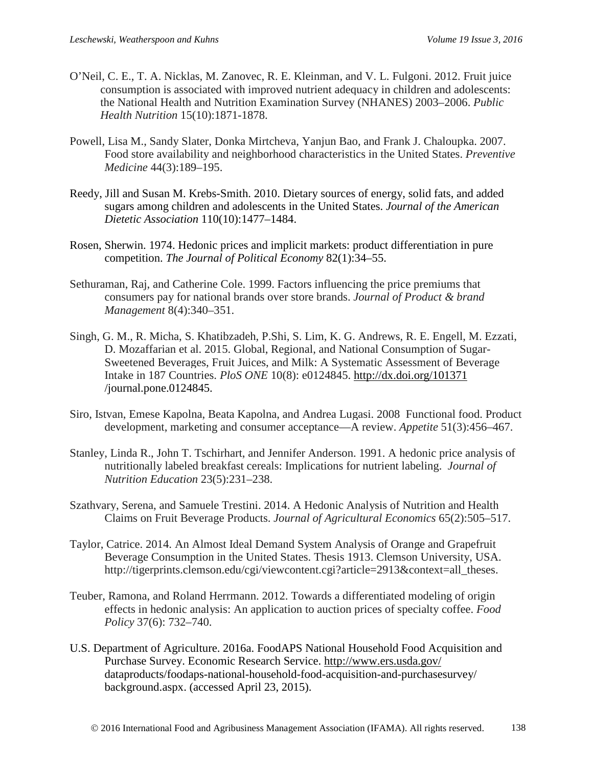O'Neil, C. E., T. A. Nicklas, M. Zanovec, R. E. Kleinman, and V. L. Fulgoni. 2012. Fruit juice consumption is associated with improved nutrient adequacy in children and adolescents: the National Health and Nutrition Examination Survey (NHANES) 2003–2006. *Public Health Nutrition* 15(10):1871-1878.

Powell, Lisa M., Sandy Slater, Donka Mirtcheva, Yanjun Bao, and Frank J. Chaloupka. 2007. Food store availability and neighborhood characteristics in the United States. *Preventive Medicine* 44(3):189–195.

Reedy, Jill and Susan M. Krebs-Smith. 2010. Dietary sources of energy, solid fats, and added sugars among children and adolescents in the United States. *Journal of the American Dietetic Association* 110(10):1477–1484.

Rosen, Sherwin. 1974. Hedonic prices and implicit markets: product differentiation in pure competition. *The Journal of Political Economy* 82(1):34–55.

Sethuraman, Raj, and Catherine Cole. 1999. Factors influencing the price premiums that consumers pay for national brands over store brands. *Journal of Product & brand Management* 8(4):340–351.

Singh, G. M., R. Micha, S. Khatibzadeh, P.Shi, S. Lim, K. G. Andrews, R. E. Engell, M. Ezzati, D. Mozaffarian et al. 2015. Global, Regional, and National Consumption of Sugar-Sweetened Beverages, Fruit Juices, and Milk: A Systematic Assessment of Beverage Intake in 187 Countries. *PloS ONE* 10(8): e0124845. http://dx.doi.org/101371 /journal.pone.0124845.

Siro, Istvan, Emese Kapolna, Beata Kapolna, and Andrea Lugasi. 2008 Functional food. Product development, marketing and consumer acceptance—A review. *Appetite* 51(3):456–467.

Stanley, Linda R., John T. Tschirhart, and Jennifer Anderson. 1991. A hedonic price analysis of nutritionally labeled breakfast cereals: Implications for nutrient labeling. *Journal of Nutrition Education* 23(5):231–238.

Szathvary, Serena, and Samuele Trestini. 2014. A Hedonic Analysis of Nutrition and Health Claims on Fruit Beverage Products. *Journal of Agricultural Economics* 65(2):505–517.

Taylor, Catrice. 2014. An Almost Ideal Demand System Analysis of Orange and Grapefruit Beverage Consumption in the United States. Thesis 1913. Clemson University, USA. http://tigerprints.clemson.edu/cgi/viewcontent.cgi?article=2913&context=all_theses.

Teuber, Ramona, and Roland Herrmann. 2012. Towards a differentiated modeling of origin effects in hedonic analysis: An application to auction prices of specialty coffee. *Food Policy* 37(6): 732–740.

U.S. Department of Agriculture. 2016a. FoodAPS National Household Food Acquisition and Purchase Survey. Economic Research Service. http://www.ers.usda.gov/ dataproducts/foodaps-national-household-food-acquisition-and-purchasesurvey/ background.aspx. (accessed April 23, 2015).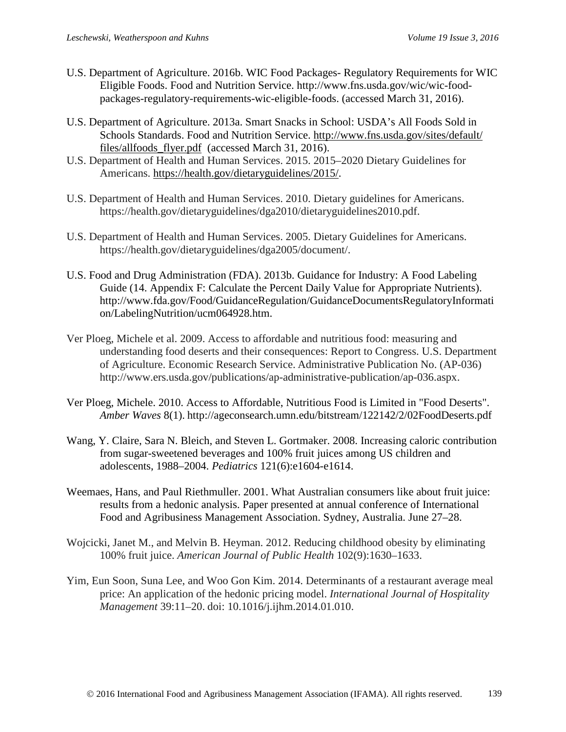U.S. Department of Agriculture. 2016b. WIC Food Packages- Regulatory Requirements for WIC Eligible Foods. Food and Nutrition Service. http://www.fns.usda.gov/wic/wic-food-packages-regulatory-requirements-wic-eligible-foods. (accessed March 31, 2016).

U.S. Department of Agriculture. 2013a. Smart Snacks in School: USDA's All Foods Sold in Schools Standards. Food and Nutrition Service. http://www.fns.usda.gov/sites/default/files/allfoods_flyer.pdf (accessed March 31, 2016).

U.S. Department of Health and Human Services. 2015. 2015–2020 Dietary Guidelines for Americans. https://health.gov/dietaryguidelines/2015/.

U.S. Department of Health and Human Services. 2010. Dietary guidelines for Americans. https://health.gov/dietaryguidelines/dga2010/dietaryguidelines2010.pdf.

U.S. Department of Health and Human Services. 2005. Dietary Guidelines for Americans. https://health.gov/dietaryguidelines/dga2005/document/.

U.S. Food and Drug Administration (FDA). 2013b. Guidance for Industry: A Food Labeling Guide (14. Appendix F: Calculate the Percent Daily Value for Appropriate Nutrients). http://www.fda.gov/Food/GuidanceRegulation/GuidanceDocumentsRegulatoryInformation/LabelingNutrition/ucm064928.htm.

Ver Ploeg, Michele et al. 2009. Access to affordable and nutritious food: measuring and understanding food deserts and their consequences: Report to Congress. U.S. Department of Agriculture. Economic Research Service. Administrative Publication No. (AP-036) http://www.ers.usda.gov/publications/ap-administrative-publication/ap-036.aspx.

Ver Ploeg, Michele. 2010. Access to Affordable, Nutritious Food is Limited in "Food Deserts". *Amber Waves* 8(1). http://ageconsearch.umn.edu/bitstream/122142/2/02FoodDeserts.pdf

Wang, Y. Claire, Sara N. Bleich, and Steven L. Gortmaker. 2008. Increasing caloric contribution from sugar-sweetened beverages and 100% fruit juices among US children and adolescents, 1988–2004. *Pediatrics* 121(6):e1604-e1614.

Weemaes, Hans, and Paul Riethmuller. 2001. What Australian consumers like about fruit juice: results from a hedonic analysis. Paper presented at annual conference of International Food and Agribusiness Management Association. Sydney, Australia. June 27–28.

Wojcicki, Janet M., and Melvin B. Heyman. 2012. Reducing childhood obesity by eliminating 100% fruit juice. *American Journal of Public Health* 102(9):1630–1633.

Yim, Eun Soon, Suna Lee, and Woo Gon Kim. 2014. Determinants of a restaurant average meal price: An application of the hedonic pricing model. *International Journal of Hospitality Management* 39:11–20. doi: 10.1016/j.ijhm.2014.01.010.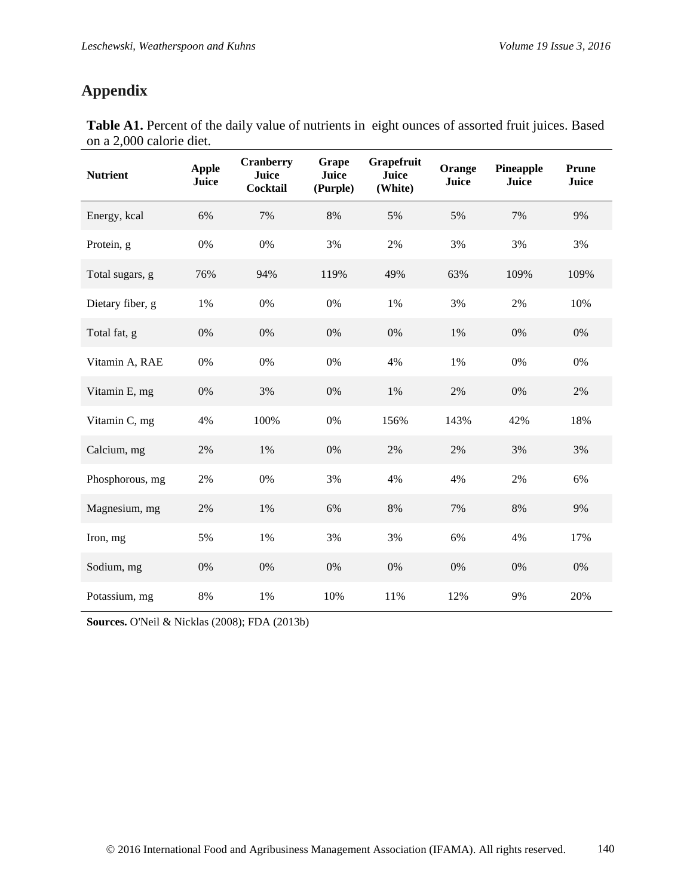# Appendix

**Table A1.** Percent of the daily value of nutrients in eight ounces of assorted fruit juices. Based on a 2,000 calorie diet.

| Nutrient | Apple Juice | Cranberry Juice Cocktail | Grape Juice (Purple) | Grapefruit Juice (White) | Orange Juice | Pineapple Juice | Prune Juice |
|---|---|---|---|---|---|---|---|
| Energy, kcal | 6% | 7% | 8% | 5% | 5% | 7% | 9% |
| Protein, g | 0% | 0% | 3% | 2% | 3% | 3% | 3% |
| Total sugars, g | 76% | 94% | 119% | 49% | 63% | 109% | 109% |
| Dietary fiber, g | 1% | 0% | 0% | 1% | 3% | 2% | 10% |
| Total fat, g | 0% | 0% | 0% | 0% | 1% | 0% | 0% |
| Vitamin A, RAE | 0% | 0% | 0% | 4% | 1% | 0% | 0% |
| Vitamin E, mg | 0% | 3% | 0% | 1% | 2% | 0% | 2% |
| Vitamin C, mg | 4% | 100% | 0% | 156% | 143% | 42% | 18% |
| Calcium, mg | 2% | 1% | 0% | 2% | 2% | 3% | 3% |
| Phosphorous, mg | 2% | 0% | 3% | 4% | 4% | 2% | 6% |
| Magnesium, mg | 2% | 1% | 6% | 8% | 7% | 8% | 9% |
| Iron, mg | 5% | 1% | 3% | 3% | 6% | 4% | 17% |
| Sodium, mg | 0% | 0% | 0% | 0% | 0% | 0% | 0% |
| Potassium, mg | 8% | 1% | 10% | 11% | 12% | 9% | 20% |

**Sources.** O'Neil & Nicklas (2008); FDA (2013b)